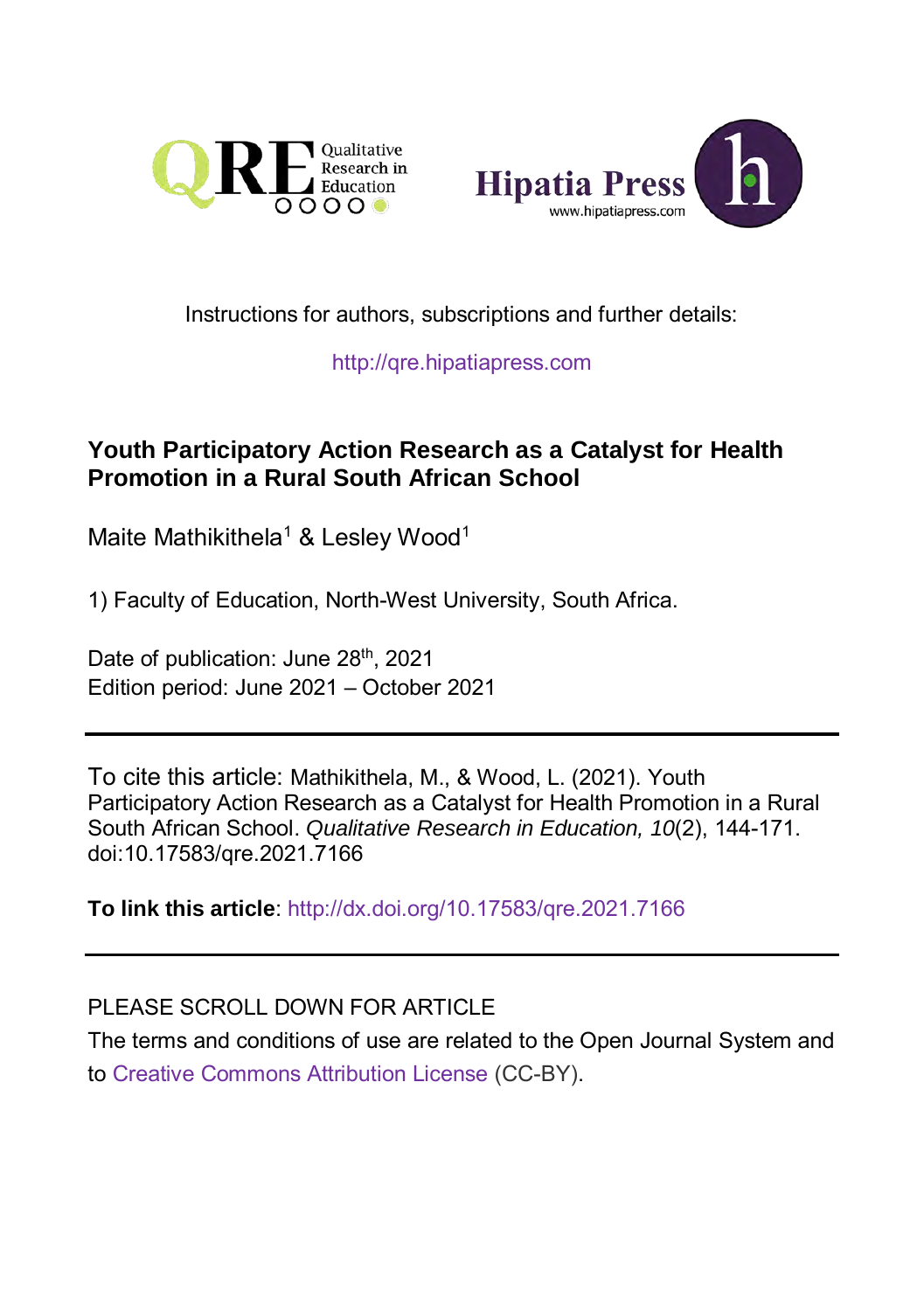Instructions for authors, subscriptions and further details:

http://qre.hipatiapress.com

# Youth Participatory Action Research as a Catalyst for Health Promotion in a Rural South African School

Maite Mathikithela[1] & Lesley Wood[1]

1) Faculty of Education, North-West University, South Africa.

Date of publication: June 28th, 2021
Edition period: June 2021 – October 2021

---

To cite this article: Mathikithela, M., & Wood, L. (2021). Youth Participatory Action Research as a Catalyst for Health Promotion in a Rural South African School. *Qualitative Research in Education, 10*(2), 144-171. doi:10.17583/qre.2021.7166

**To link this article**: http://dx.doi.org/10.17583/qre.2021.7166

---

PLEASE SCROLL DOWN FOR ARTICLE

The terms and conditions of use are related to the Open Journal System and to Creative Commons Attribution License (CC-BY).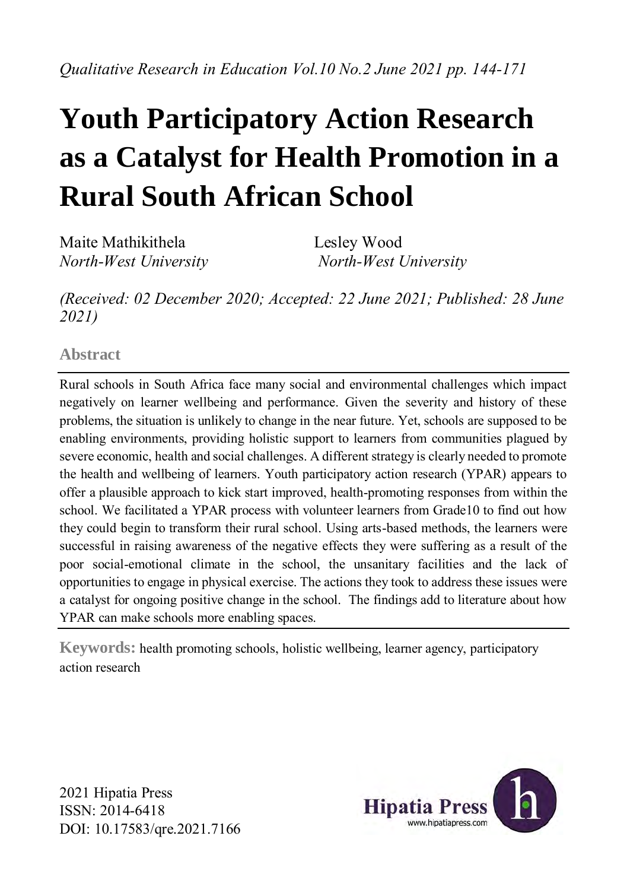*Qualitative Research in Education Vol.10 No.2 June 2021 pp. 144-171*

# Youth Participatory Action Research as a Catalyst for Health Promotion in a Rural South African School

Maite Mathikithela
*North-West University*

Lesley Wood
*North-West University*

*(Received: 02 December 2020; Accepted: 22 June 2021; Published: 28 June 2021)*

## Abstract

Rural schools in South Africa face many social and environmental challenges which impact negatively on learner wellbeing and performance. Given the severity and history of these problems, the situation is unlikely to change in the near future. Yet, schools are supposed to be enabling environments, providing holistic support to learners from communities plagued by severe economic, health and social challenges. A different strategy is clearly needed to promote the health and wellbeing of learners. Youth participatory action research (YPAR) appears to offer a plausible approach to kick start improved, health-promoting responses from within the school. We facilitated a YPAR process with volunteer learners from Grade10 to find out how they could begin to transform their rural school. Using arts-based methods, the learners were successful in raising awareness of the negative effects they were suffering as a result of the poor social-emotional climate in the school, the unsanitary facilities and the lack of opportunities to engage in physical exercise. The actions they took to address these issues were a catalyst for ongoing positive change in the school. The findings add to literature about how YPAR can make schools more enabling spaces.

**Keywords:** health promoting schools, holistic wellbeing, learner agency, participatory action research

2021 Hipatia Press
ISSN: 2014-6418
DOI: 10.17583/qre.2021.7166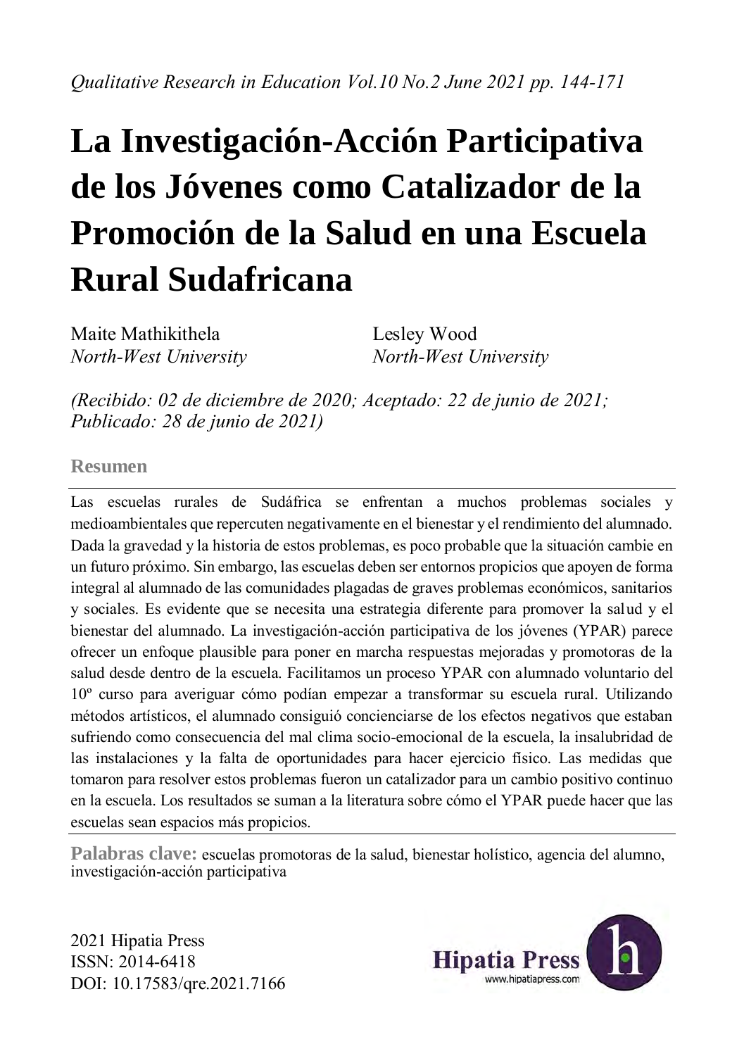*Qualitative Research in Education Vol.10 No.2 June 2021 pp. 144-171*

# La Investigación-Acción Participativa de los Jóvenes como Catalizador de la Promoción de la Salud en una Escuela Rural Sudafricana

Maite Mathikithela  
*North-West University*

Lesley Wood  
*North-West University*

*(Recibido: 02 de diciembre de 2020; Aceptado: 22 de junio de 2021; Publicado: 28 de junio de 2021)*

## Resumen

Las escuelas rurales de Sudáfrica se enfrentan a muchos problemas sociales y medioambientales que repercuten negativamente en el bienestar y el rendimiento del alumnado. Dada la gravedad y la historia de estos problemas, es poco probable que la situación cambie en un futuro próximo. Sin embargo, las escuelas deben ser entornos propicios que apoyen de forma integral al alumnado de las comunidades plagadas de graves problemas económicos, sanitarios y sociales. Es evidente que se necesita una estrategia diferente para promover la salud y el bienestar del alumnado. La investigación-acción participativa de los jóvenes (YPAR) parece ofrecer un enfoque plausible para poner en marcha respuestas mejoradas y promotoras de la salud desde dentro de la escuela. Facilitamos un proceso YPAR con alumnado voluntario del 10º curso para averiguar cómo podían empezar a transformar su escuela rural. Utilizando métodos artísticos, el alumnado consiguió concienciarse de los efectos negativos que estaban sufriendo como consecuencia del mal clima socio-emocional de la escuela, la insalubridad de las instalaciones y la falta de oportunidades para hacer ejercicio físico. Las medidas que tomaron para resolver estos problemas fueron un catalizador para un cambio positivo continuo en la escuela. Los resultados se suman a la literatura sobre cómo el YPAR puede hacer que las escuelas sean espacios más propicios.

**Palabras clave:** escuelas promotoras de la salud, bienestar holístico, agencia del alumno, investigación-acción participativa

2021 Hipatia Press  
ISSN: 2014-6418  
DOI: 10.17583/qre.2021.7166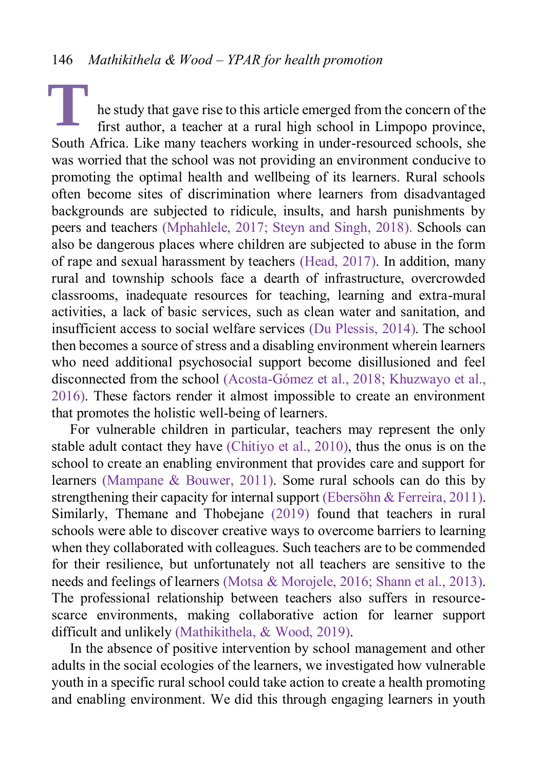The study that gave rise to this article emerged from the concern of the first author, a teacher at a rural high school in Limpopo province, South Africa. Like many teachers working in under-resourced schools, she was worried that the school was not providing an environment conducive to promoting the optimal health and wellbeing of its learners. Rural schools often become sites of discrimination where learners from disadvantaged backgrounds are subjected to ridicule, insults, and harsh punishments by peers and teachers (Mphahlele, 2017; Steyn and Singh, 2018). Schools can also be dangerous places where children are subjected to abuse in the form of rape and sexual harassment by teachers (Head, 2017). In addition, many rural and township schools face a dearth of infrastructure, overcrowded classrooms, inadequate resources for teaching, learning and extra-mural activities, a lack of basic services, such as clean water and sanitation, and insufficient access to social welfare services (Du Plessis, 2014). The school then becomes a source of stress and a disabling environment wherein learners who need additional psychosocial support become disillusioned and feel disconnected from the school (Acosta-Gómez et al., 2018; Khuzwayo et al., 2016). These factors render it almost impossible to create an environment that promotes the holistic well-being of learners.

For vulnerable children in particular, teachers may represent the only stable adult contact they have (Chitiyo et al., 2010), thus the onus is on the school to create an enabling environment that provides care and support for learners (Mampane & Bouwer, 2011). Some rural schools can do this by strengthening their capacity for internal support (Ebersöhn & Ferreira, 2011). Similarly, Themane and Thobejane (2019) found that teachers in rural schools were able to discover creative ways to overcome barriers to learning when they collaborated with colleagues. Such teachers are to be commended for their resilience, but unfortunately not all teachers are sensitive to the needs and feelings of learners (Motsa & Morojele, 2016; Shann et al., 2013). The professional relationship between teachers also suffers in resource-scarce environments, making collaborative action for learner support difficult and unlikely (Mathikithela, & Wood, 2019).

In the absence of positive intervention by school management and other adults in the social ecologies of the learners, we investigated how vulnerable youth in a specific rural school could take action to create a health promoting and enabling environment. We did this through engaging learners in youth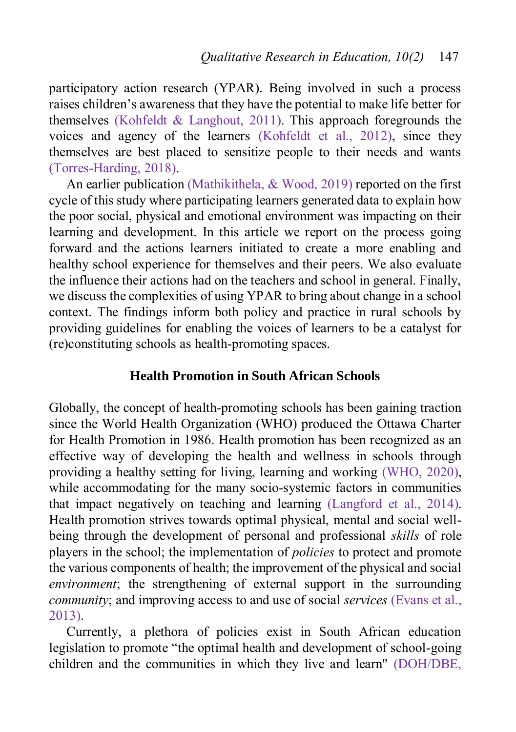participatory action research (YPAR). Being involved in such a process raises children's awareness that they have the potential to make life better for themselves (Kohfeldt & Langhout, 2011). This approach foregrounds the voices and agency of the learners (Kohfeldt et al., 2012), since they themselves are best placed to sensitize people to their needs and wants (Torres-Harding, 2018).

An earlier publication (Mathikithela, & Wood, 2019) reported on the first cycle of this study where participating learners generated data to explain how the poor social, physical and emotional environment was impacting on their learning and development. In this article we report on the process going forward and the actions learners initiated to create a more enabling and healthy school experience for themselves and their peers. We also evaluate the influence their actions had on the teachers and school in general. Finally, we discuss the complexities of using YPAR to bring about change in a school context. The findings inform both policy and practice in rural schools by providing guidelines for enabling the voices of learners to be a catalyst for (re)constituting schools as health-promoting spaces.

## Health Promotion in South African Schools

Globally, the concept of health-promoting schools has been gaining traction since the World Health Organization (WHO) produced the Ottawa Charter for Health Promotion in 1986. Health promotion has been recognized as an effective way of developing the health and wellness in schools through providing a healthy setting for living, learning and working (WHO, 2020), while accommodating for the many socio-systemic factors in communities that impact negatively on teaching and learning (Langford et al., 2014). Health promotion strives towards optimal physical, mental and social well-being through the development of personal and professional *skills* of role players in the school; the implementation of *policies* to protect and promote the various components of health; the improvement of the physical and social *environment*; the strengthening of external support in the surrounding *community*; and improving access to and use of social *services* (Evans et al., 2013).

Currently, a plethora of policies exist in South African education legislation to promote "the optimal health and development of school-going children and the communities in which they live and learn" (DOH/DBE,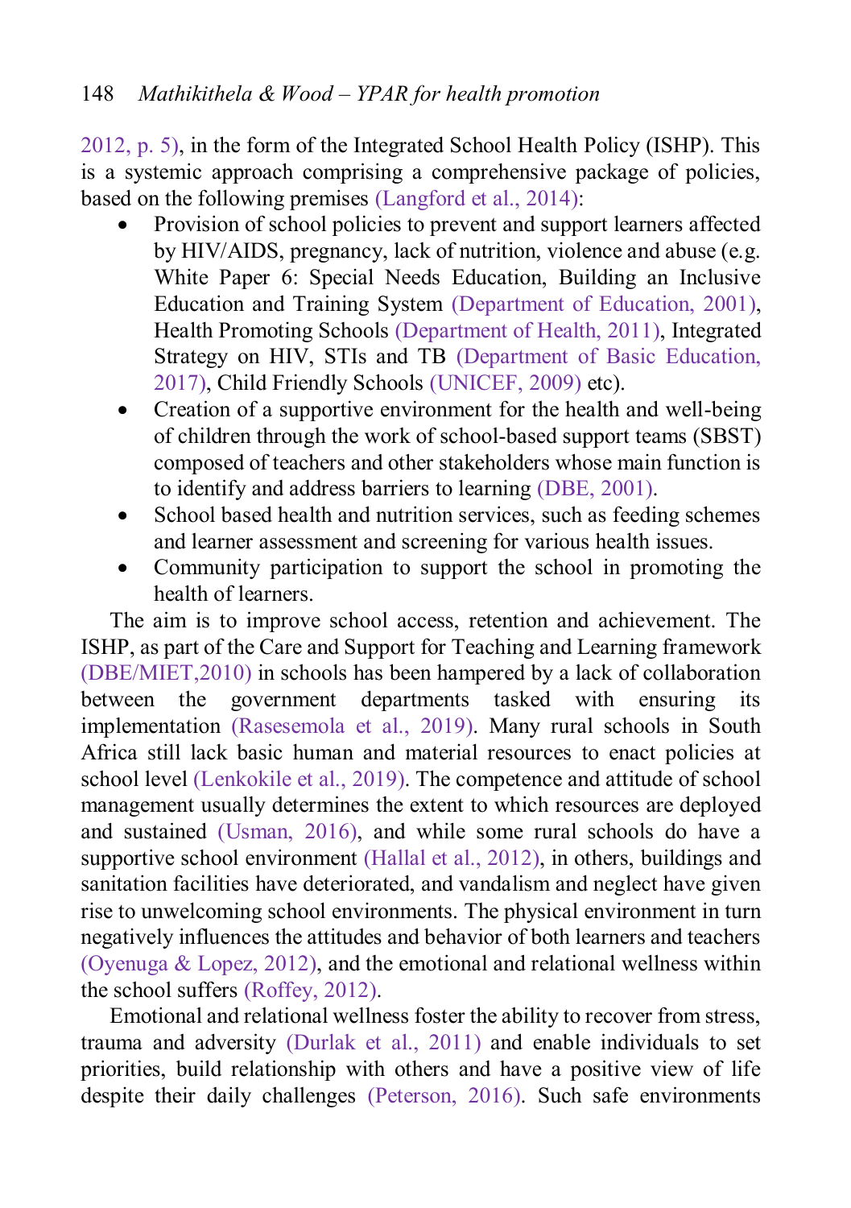2012, p. 5), in the form of the Integrated School Health Policy (ISHP). This is a systemic approach comprising a comprehensive package of policies, based on the following premises (Langford et al., 2014):

- Provision of school policies to prevent and support learners affected by HIV/AIDS, pregnancy, lack of nutrition, violence and abuse (e.g. White Paper 6: Special Needs Education, Building an Inclusive Education and Training System (Department of Education, 2001), Health Promoting Schools (Department of Health, 2011), Integrated Strategy on HIV, STIs and TB (Department of Basic Education, 2017), Child Friendly Schools (UNICEF, 2009) etc).
- Creation of a supportive environment for the health and well-being of children through the work of school-based support teams (SBST) composed of teachers and other stakeholders whose main function is to identify and address barriers to learning (DBE, 2001).
- School based health and nutrition services, such as feeding schemes and learner assessment and screening for various health issues.
- Community participation to support the school in promoting the health of learners.

The aim is to improve school access, retention and achievement. The ISHP, as part of the Care and Support for Teaching and Learning framework (DBE/MIET,2010) in schools has been hampered by a lack of collaboration between the government departments tasked with ensuring its implementation (Rasesemola et al., 2019). Many rural schools in South Africa still lack basic human and material resources to enact policies at school level (Lenkokile et al., 2019). The competence and attitude of school management usually determines the extent to which resources are deployed and sustained (Usman, 2016), and while some rural schools do have a supportive school environment (Hallal et al., 2012), in others, buildings and sanitation facilities have deteriorated, and vandalism and neglect have given rise to unwelcoming school environments. The physical environment in turn negatively influences the attitudes and behavior of both learners and teachers (Oyenuga & Lopez, 2012), and the emotional and relational wellness within the school suffers (Roffey, 2012).

Emotional and relational wellness foster the ability to recover from stress, trauma and adversity (Durlak et al., 2011) and enable individuals to set priorities, build relationship with others and have a positive view of life despite their daily challenges (Peterson, 2016). Such safe environments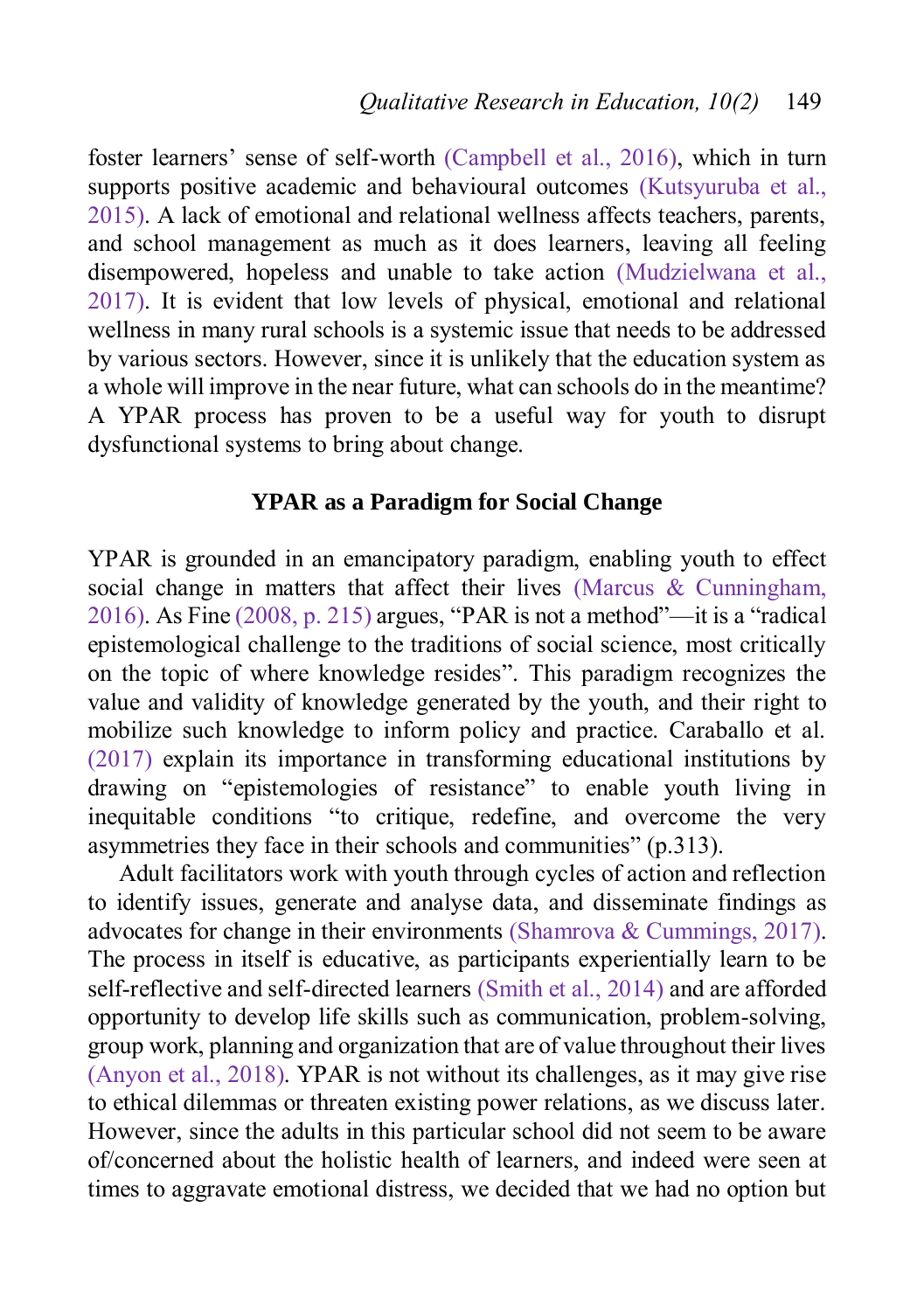foster learners' sense of self-worth (Campbell et al., 2016), which in turn supports positive academic and behavioural outcomes (Kutsyuruba et al., 2015). A lack of emotional and relational wellness affects teachers, parents, and school management as much as it does learners, leaving all feeling disempowered, hopeless and unable to take action (Mudzielwana et al., 2017). It is evident that low levels of physical, emotional and relational wellness in many rural schools is a systemic issue that needs to be addressed by various sectors. However, since it is unlikely that the education system as a whole will improve in the near future, what can schools do in the meantime? A YPAR process has proven to be a useful way for youth to disrupt dysfunctional systems to bring about change.

## YPAR as a Paradigm for Social Change

YPAR is grounded in an emancipatory paradigm, enabling youth to effect social change in matters that affect their lives (Marcus & Cunningham, 2016). As Fine (2008, p. 215) argues, "PAR is not a method"—it is a "radical epistemological challenge to the traditions of social science, most critically on the topic of where knowledge resides". This paradigm recognizes the value and validity of knowledge generated by the youth, and their right to mobilize such knowledge to inform policy and practice. Caraballo et al. (2017) explain its importance in transforming educational institutions by drawing on "epistemologies of resistance" to enable youth living in inequitable conditions "to critique, redefine, and overcome the very asymmetries they face in their schools and communities" (p.313).

Adult facilitators work with youth through cycles of action and reflection to identify issues, generate and analyse data, and disseminate findings as advocates for change in their environments (Shamrova & Cummings, 2017). The process in itself is educative, as participants experientially learn to be self-reflective and self-directed learners (Smith et al., 2014) and are afforded opportunity to develop life skills such as communication, problem-solving, group work, planning and organization that are of value throughout their lives (Anyon et al., 2018). YPAR is not without its challenges, as it may give rise to ethical dilemmas or threaten existing power relations, as we discuss later. However, since the adults in this particular school did not seem to be aware of/concerned about the holistic health of learners, and indeed were seen at times to aggravate emotional distress, we decided that we had no option but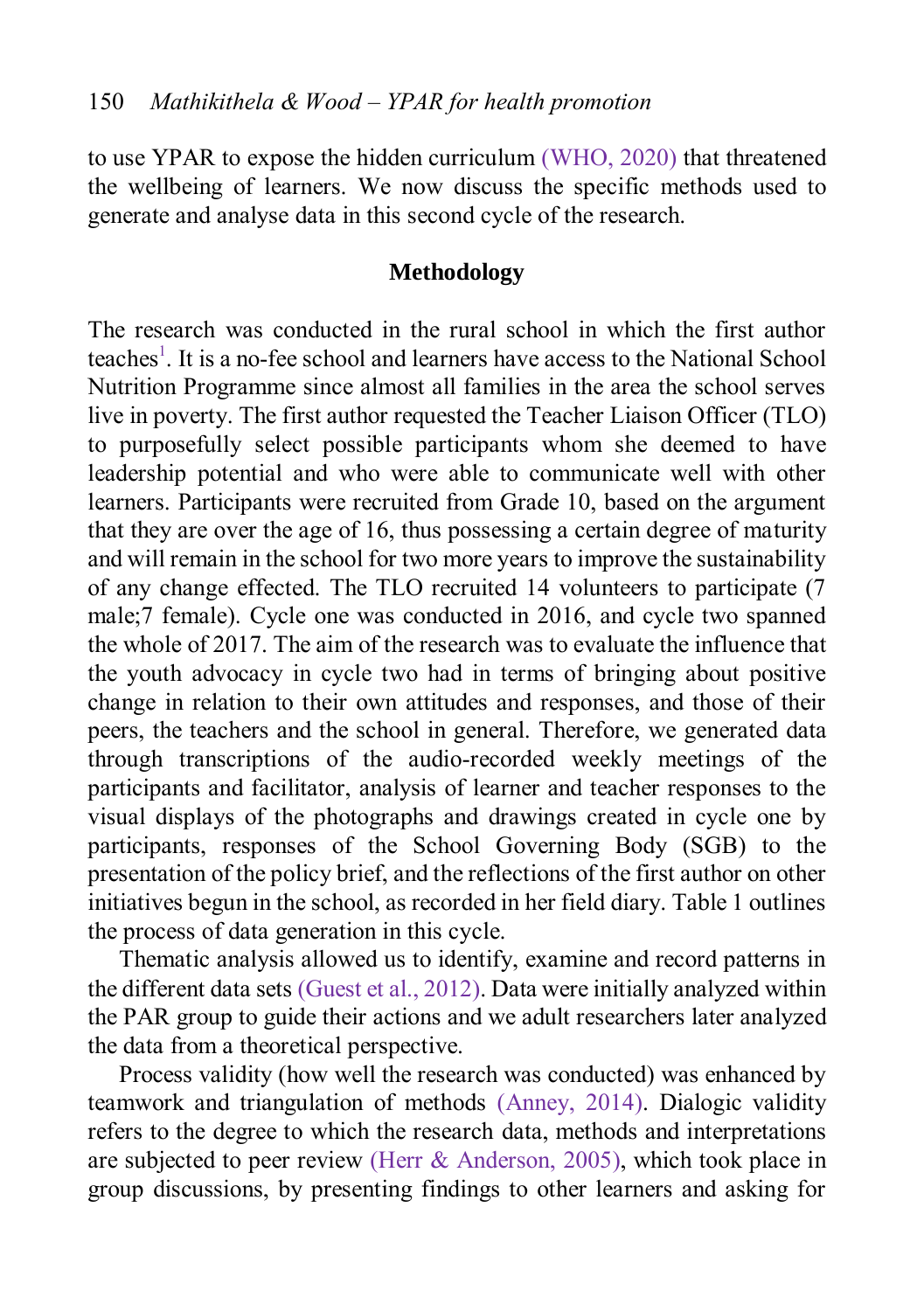to use YPAR to expose the hidden curriculum (WHO, 2020) that threatened the wellbeing of learners. We now discuss the specific methods used to generate and analyse data in this second cycle of the research.

## Methodology

The research was conducted in the rural school in which the first author teaches[1]. It is a no-fee school and learners have access to the National School Nutrition Programme since almost all families in the area the school serves live in poverty. The first author requested the Teacher Liaison Officer (TLO) to purposefully select possible participants whom she deemed to have leadership potential and who were able to communicate well with other learners. Participants were recruited from Grade 10, based on the argument that they are over the age of 16, thus possessing a certain degree of maturity and will remain in the school for two more years to improve the sustainability of any change effected. The TLO recruited 14 volunteers to participate (7 male;7 female). Cycle one was conducted in 2016, and cycle two spanned the whole of 2017. The aim of the research was to evaluate the influence that the youth advocacy in cycle two had in terms of bringing about positive change in relation to their own attitudes and responses, and those of their peers, the teachers and the school in general. Therefore, we generated data through transcriptions of the audio-recorded weekly meetings of the participants and facilitator, analysis of learner and teacher responses to the visual displays of the photographs and drawings created in cycle one by participants, responses of the School Governing Body (SGB) to the presentation of the policy brief, and the reflections of the first author on other initiatives begun in the school, as recorded in her field diary. Table 1 outlines the process of data generation in this cycle.

Thematic analysis allowed us to identify, examine and record patterns in the different data sets (Guest et al., 2012). Data were initially analyzed within the PAR group to guide their actions and we adult researchers later analyzed the data from a theoretical perspective.

Process validity (how well the research was conducted) was enhanced by teamwork and triangulation of methods (Anney, 2014). Dialogic validity refers to the degree to which the research data, methods and interpretations are subjected to peer review (Herr & Anderson, 2005), which took place in group discussions, by presenting findings to other learners and asking for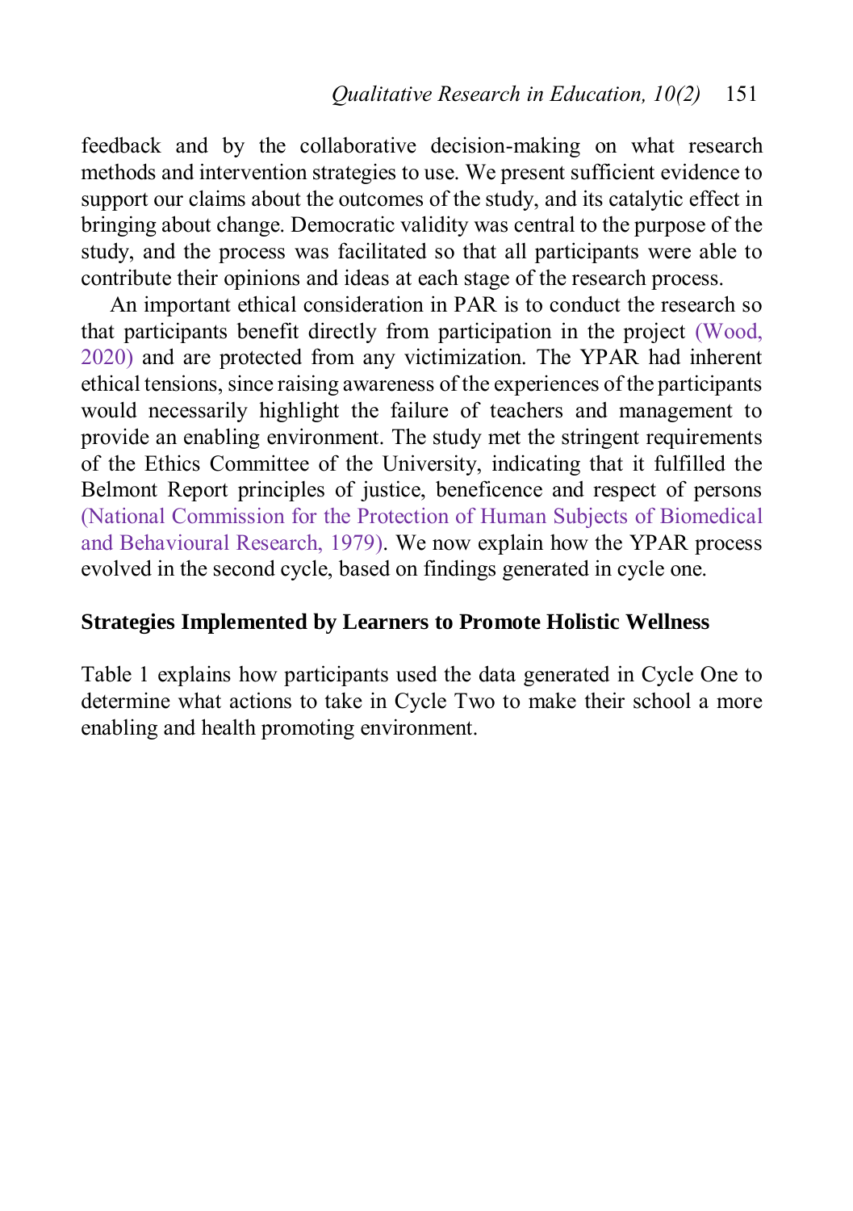feedback and by the collaborative decision-making on what research methods and intervention strategies to use. We present sufficient evidence to support our claims about the outcomes of the study, and its catalytic effect in bringing about change. Democratic validity was central to the purpose of the study, and the process was facilitated so that all participants were able to contribute their opinions and ideas at each stage of the research process.

An important ethical consideration in PAR is to conduct the research so that participants benefit directly from participation in the project (Wood, 2020) and are protected from any victimization. The YPAR had inherent ethical tensions, since raising awareness of the experiences of the participants would necessarily highlight the failure of teachers and management to provide an enabling environment. The study met the stringent requirements of the Ethics Committee of the University, indicating that it fulfilled the Belmont Report principles of justice, beneficence and respect of persons (National Commission for the Protection of Human Subjects of Biomedical and Behavioural Research, 1979). We now explain how the YPAR process evolved in the second cycle, based on findings generated in cycle one.

## Strategies Implemented by Learners to Promote Holistic Wellness

Table 1 explains how participants used the data generated in Cycle One to determine what actions to take in Cycle Two to make their school a more enabling and health promoting environment.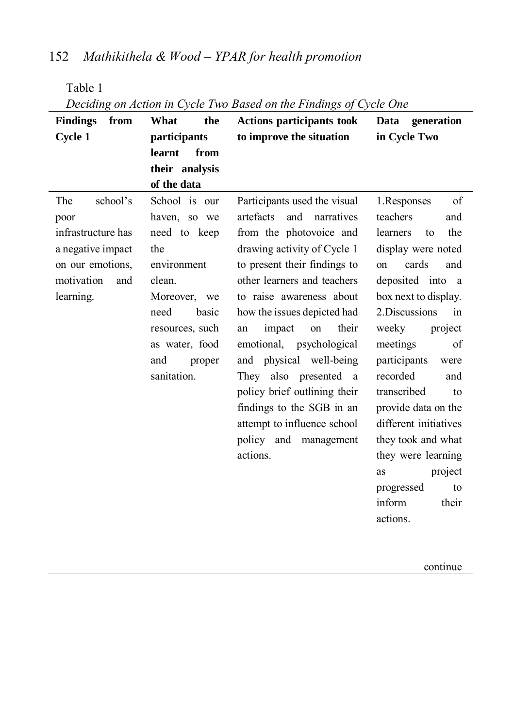Table 1

*Deciding on Action in Cycle Two Based on the Findings of Cycle One*

| Findings from Cycle 1 | What the participants learnt from their analysis of the data | Actions participants took to improve the situation | Data generation in Cycle Two |
|---|---|---|---|
| The school's poor infrastructure has a negative impact on our emotions, motivation and learning. | School is our haven, so we need to keep the environment clean. Moreover, we need basic resources, such as water, food and proper sanitation. | Participants used the visual artefacts and narratives from the photovoice and drawing activity of Cycle 1 to present their findings to other learners and teachers to raise awareness about how the issues depicted had an impact on their emotional, psychological and physical well-being They also presented a policy brief outlining their findings to the SGB in an attempt to influence school policy and management actions. | 1.Responses of teachers and learners to the display were noted on cards and deposited into a box next to display. 2.Discussions in weeky project meetings of participants were recorded and transcribed to provide data on the different initiatives they took and what they were learning as project progressed to inform their actions. |

continue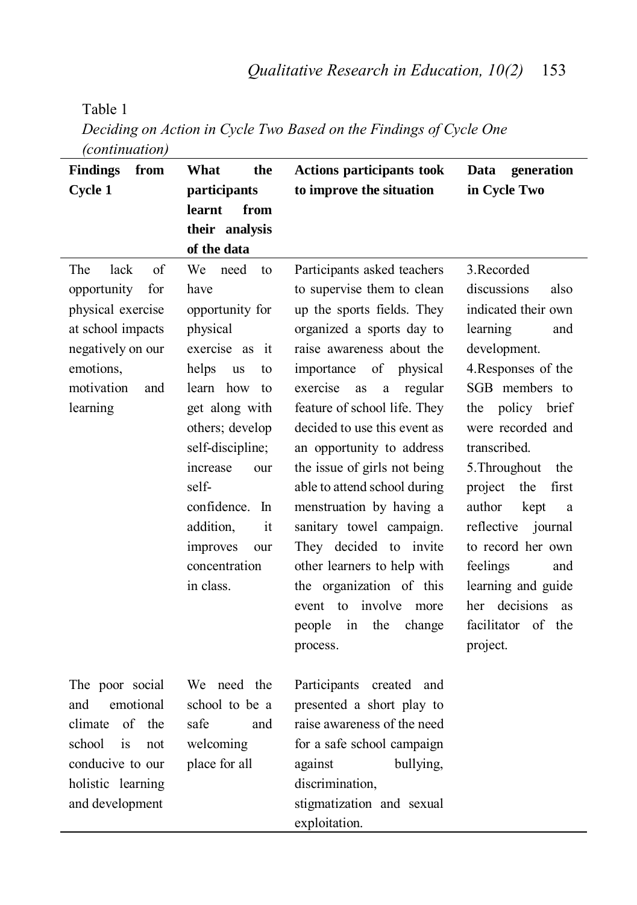Table 1

*Deciding on Action in Cycle Two Based on the Findings of Cycle One (continuation)*

| Findings from Cycle 1 | What the participants learnt from their analysis of the data | Actions participants took to improve the situation | Data generation in Cycle Two |
|---|---|---|---|
| The lack of opportunity for physical exercise at school impacts negatively on our emotions, motivation and learning | We need to have opportunity for physical exercise as it helps us to learn how to get along with others; develop self-discipline; increase our self-confidence. In addition, it improves our concentration in class. | Participants asked teachers to supervise them to clean up the sports fields. They organized a sports day to raise awareness about the importance of physical exercise as a regular feature of school life. They decided to use this event as an opportunity to address the issue of girls not being able to attend school during menstruation by having a sanitary towel campaign. They decided to invite other learners to help with the organization of this event to involve more people in the change process. | 3.Recorded discussions also indicated their own learning and development.<br>4.Responses of the SGB members to the policy brief were recorded and transcribed.<br>5.Throughout the project the first author kept a reflective journal to record her own feelings and learning and guide her decisions as facilitator of the project. |
| The poor social and emotional climate of the school is not conducive to our holistic learning and development | We need the school to be a safe and welcoming place for all | Participants created and presented a short play to raise awareness of the need for a safe school campaign against bullying, discrimination, stigmatization and sexual exploitation. | |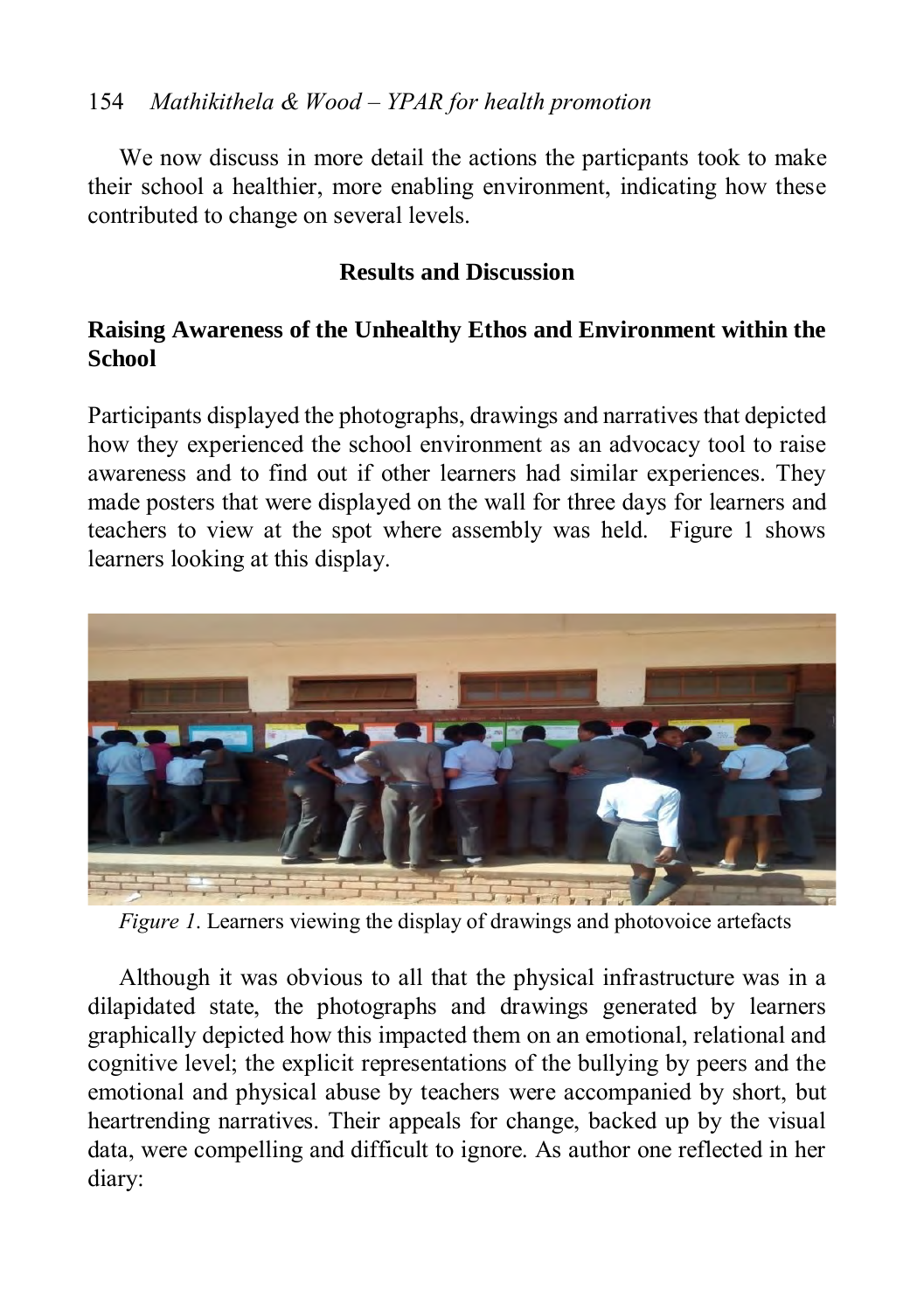We now discuss in more detail the actions the particpants took to make their school a healthier, more enabling environment, indicating how these contributed to change on several levels.

## Results and Discussion

### Raising Awareness of the Unhealthy Ethos and Environment within the School

Participants displayed the photographs, drawings and narratives that depicted how they experienced the school environment as an advocacy tool to raise awareness and to find out if other learners had similar experiences. They made posters that were displayed on the wall for three days for learners and teachers to view at the spot where assembly was held. Figure 1 shows learners looking at this display.

*Figure 1*. Learners viewing the display of drawings and photovoice artefacts

Although it was obvious to all that the physical infrastructure was in a dilapidated state, the photographs and drawings generated by learners graphically depicted how this impacted them on an emotional, relational and cognitive level; the explicit representations of the bullying by peers and the emotional and physical abuse by teachers were accompanied by short, but heartrending narratives. Their appeals for change, backed up by the visual data, were compelling and difficult to ignore. As author one reflected in her diary: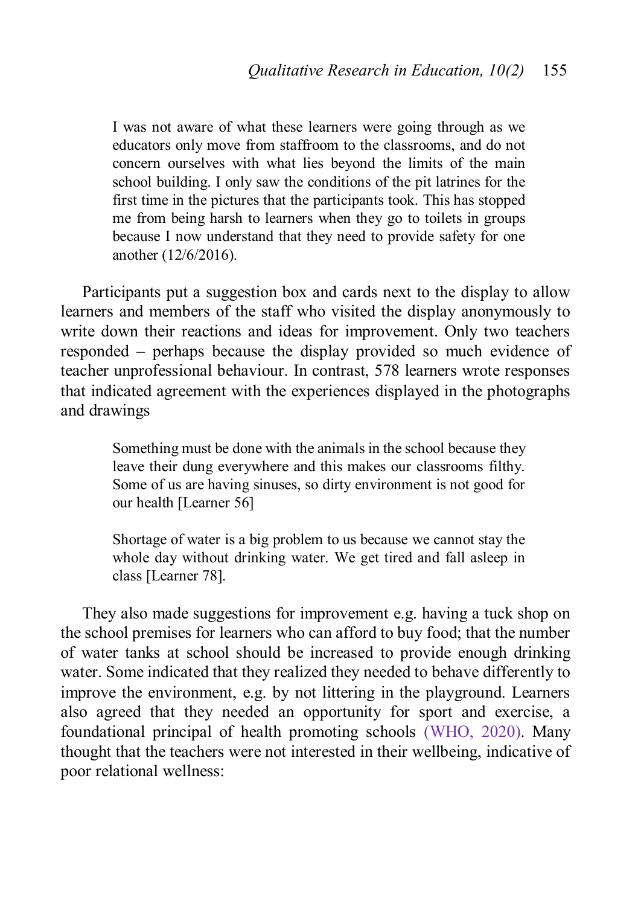> I was not aware of what these learners were going through as we educators only move from staffroom to the classrooms, and do not concern ourselves with what lies beyond the limits of the main school building. I only saw the conditions of the pit latrines for the first time in the pictures that the participants took. This has stopped me from being harsh to learners when they go to toilets in groups because I now understand that they need to provide safety for one another (12/6/2016).

Participants put a suggestion box and cards next to the display to allow learners and members of the staff who visited the display anonymously to write down their reactions and ideas for improvement. Only two teachers responded – perhaps because the display provided so much evidence of teacher unprofessional behaviour. In contrast, 578 learners wrote responses that indicated agreement with the experiences displayed in the photographs and drawings

> Something must be done with the animals in the school because they leave their dung everywhere and this makes our classrooms filthy. Some of us are having sinuses, so dirty environment is not good for our health [Learner 56]

> Shortage of water is a big problem to us because we cannot stay the whole day without drinking water. We get tired and fall asleep in class [Learner 78].

They also made suggestions for improvement e.g. having a tuck shop on the school premises for learners who can afford to buy food; that the number of water tanks at school should be increased to provide enough drinking water. Some indicated that they realized they needed to behave differently to improve the environment, e.g. by not littering in the playground. Learners also agreed that they needed an opportunity for sport and exercise, a foundational principal of health promoting schools (WHO, 2020). Many thought that the teachers were not interested in their wellbeing, indicative of poor relational wellness: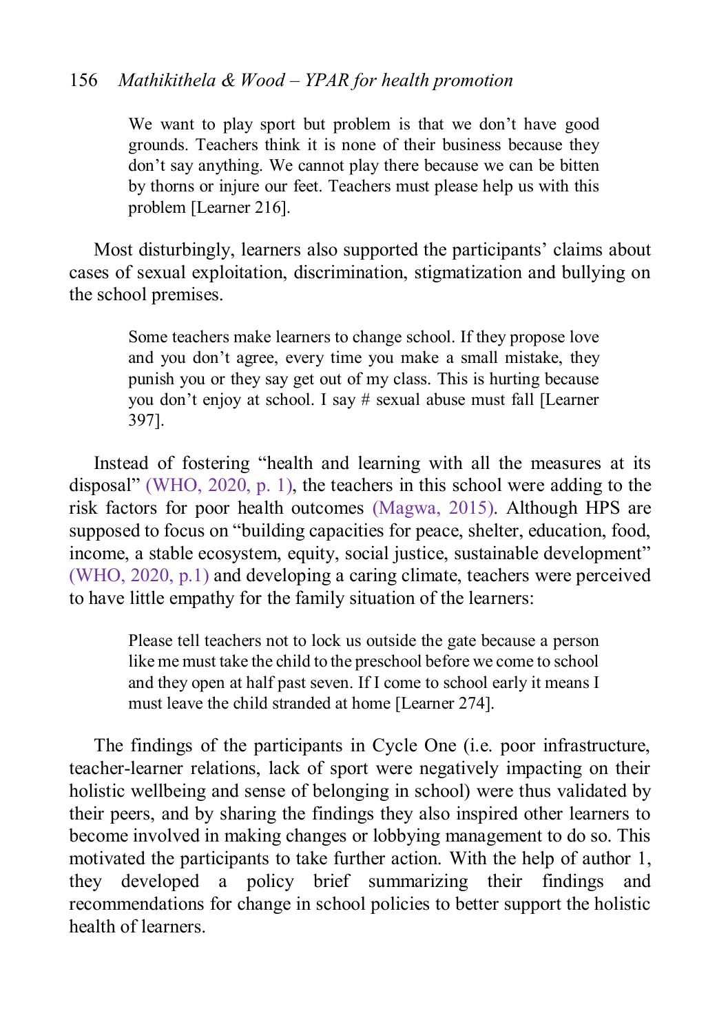> We want to play sport but problem is that we don't have good grounds. Teachers think it is none of their business because they don't say anything. We cannot play there because we can be bitten by thorns or injure our feet. Teachers must please help us with this problem [Learner 216].

Most disturbingly, learners also supported the participants' claims about cases of sexual exploitation, discrimination, stigmatization and bullying on the school premises.

> Some teachers make learners to change school. If they propose love and you don't agree, every time you make a small mistake, they punish you or they say get out of my class. This is hurting because you don't enjoy at school. I say # sexual abuse must fall [Learner 397].

Instead of fostering "health and learning with all the measures at its disposal" (WHO, 2020, p. 1), the teachers in this school were adding to the risk factors for poor health outcomes (Magwa, 2015). Although HPS are supposed to focus on "building capacities for peace, shelter, education, food, income, a stable ecosystem, equity, social justice, sustainable development" (WHO, 2020, p.1) and developing a caring climate, teachers were perceived to have little empathy for the family situation of the learners:

> Please tell teachers not to lock us outside the gate because a person like me must take the child to the preschool before we come to school and they open at half past seven. If I come to school early it means I must leave the child stranded at home [Learner 274].

The findings of the participants in Cycle One (i.e. poor infrastructure, teacher-learner relations, lack of sport were negatively impacting on their holistic wellbeing and sense of belonging in school) were thus validated by their peers, and by sharing the findings they also inspired other learners to become involved in making changes or lobbying management to do so. This motivated the participants to take further action. With the help of author 1, they developed a policy brief summarizing their findings and recommendations for change in school policies to better support the holistic health of learners.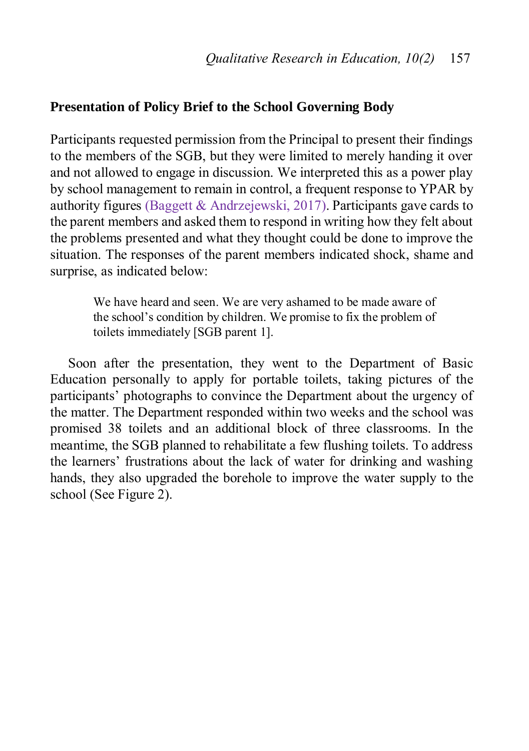## Presentation of Policy Brief to the School Governing Body

Participants requested permission from the Principal to present their findings to the members of the SGB, but they were limited to merely handing it over and not allowed to engage in discussion. We interpreted this as a power play by school management to remain in control, a frequent response to YPAR by authority figures (Baggett & Andrzejewski, 2017). Participants gave cards to the parent members and asked them to respond in writing how they felt about the problems presented and what they thought could be done to improve the situation. The responses of the parent members indicated shock, shame and surprise, as indicated below:

> We have heard and seen. We are very ashamed to be made aware of the school's condition by children. We promise to fix the problem of toilets immediately [SGB parent 1].

Soon after the presentation, they went to the Department of Basic Education personally to apply for portable toilets, taking pictures of the participants' photographs to convince the Department about the urgency of the matter. The Department responded within two weeks and the school was promised 38 toilets and an additional block of three classrooms. In the meantime, the SGB planned to rehabilitate a few flushing toilets. To address the learners' frustrations about the lack of water for drinking and washing hands, they also upgraded the borehole to improve the water supply to the school (See Figure 2).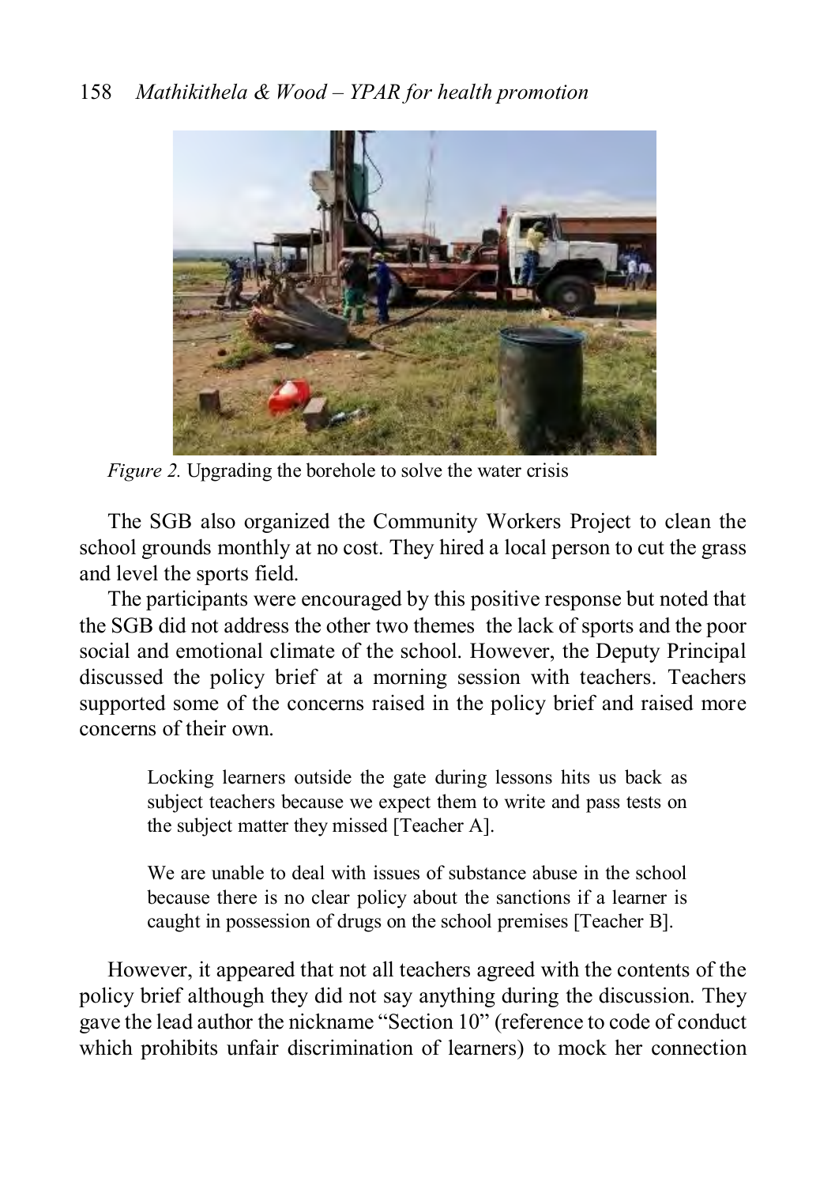*Figure 2.* Upgrading the borehole to solve the water crisis

The SGB also organized the Community Workers Project to clean the school grounds monthly at no cost. They hired a local person to cut the grass and level the sports field.

The participants were encouraged by this positive response but noted that the SGB did not address the other two themes  the lack of sports and the poor social and emotional climate of the school. However, the Deputy Principal discussed the policy brief at a morning session with teachers. Teachers supported some of the concerns raised in the policy brief and raised more concerns of their own.

> Locking learners outside the gate during lessons hits us back as subject teachers because we expect them to write and pass tests on the subject matter they missed [Teacher A].

> We are unable to deal with issues of substance abuse in the school because there is no clear policy about the sanctions if a learner is caught in possession of drugs on the school premises [Teacher B].

However, it appeared that not all teachers agreed with the contents of the policy brief although they did not say anything during the discussion. They gave the lead author the nickname "Section 10" (reference to code of conduct which prohibits unfair discrimination of learners) to mock her connection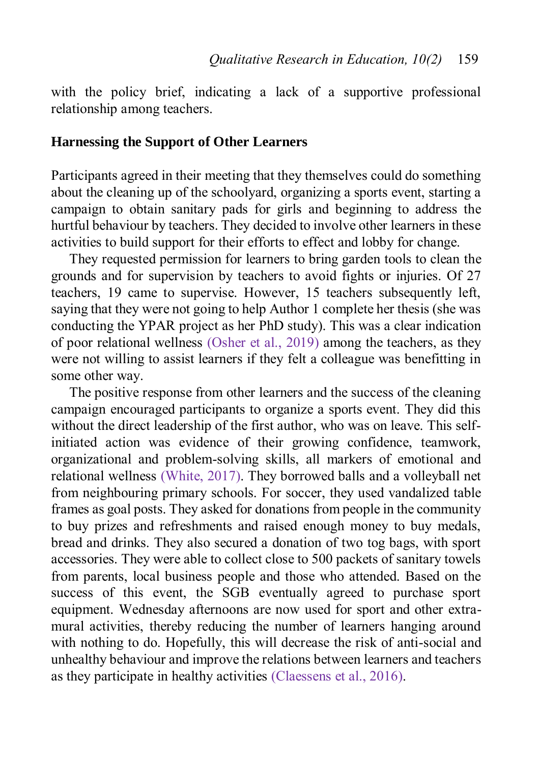with the policy brief, indicating a lack of a supportive professional relationship among teachers.

### Harnessing the Support of Other Learners

Participants agreed in their meeting that they themselves could do something about the cleaning up of the schoolyard, organizing a sports event, starting a campaign to obtain sanitary pads for girls and beginning to address the hurtful behaviour by teachers. They decided to involve other learners in these activities to build support for their efforts to effect and lobby for change.

They requested permission for learners to bring garden tools to clean the grounds and for supervision by teachers to avoid fights or injuries. Of 27 teachers, 19 came to supervise. However, 15 teachers subsequently left, saying that they were not going to help Author 1 complete her thesis (she was conducting the YPAR project as her PhD study). This was a clear indication of poor relational wellness (Osher et al., 2019) among the teachers, as they were not willing to assist learners if they felt a colleague was benefitting in some other way.

The positive response from other learners and the success of the cleaning campaign encouraged participants to organize a sports event. They did this without the direct leadership of the first author, who was on leave. This self-initiated action was evidence of their growing confidence, teamwork, organizational and problem-solving skills, all markers of emotional and relational wellness (White, 2017). They borrowed balls and a volleyball net from neighbouring primary schools. For soccer, they used vandalized table frames as goal posts. They asked for donations from people in the community to buy prizes and refreshments and raised enough money to buy medals, bread and drinks. They also secured a donation of two tog bags, with sport accessories. They were able to collect close to 500 packets of sanitary towels from parents, local business people and those who attended. Based on the success of this event, the SGB eventually agreed to purchase sport equipment. Wednesday afternoons are now used for sport and other extra-mural activities, thereby reducing the number of learners hanging around with nothing to do. Hopefully, this will decrease the risk of anti-social and unhealthy behaviour and improve the relations between learners and teachers as they participate in healthy activities (Claessens et al., 2016).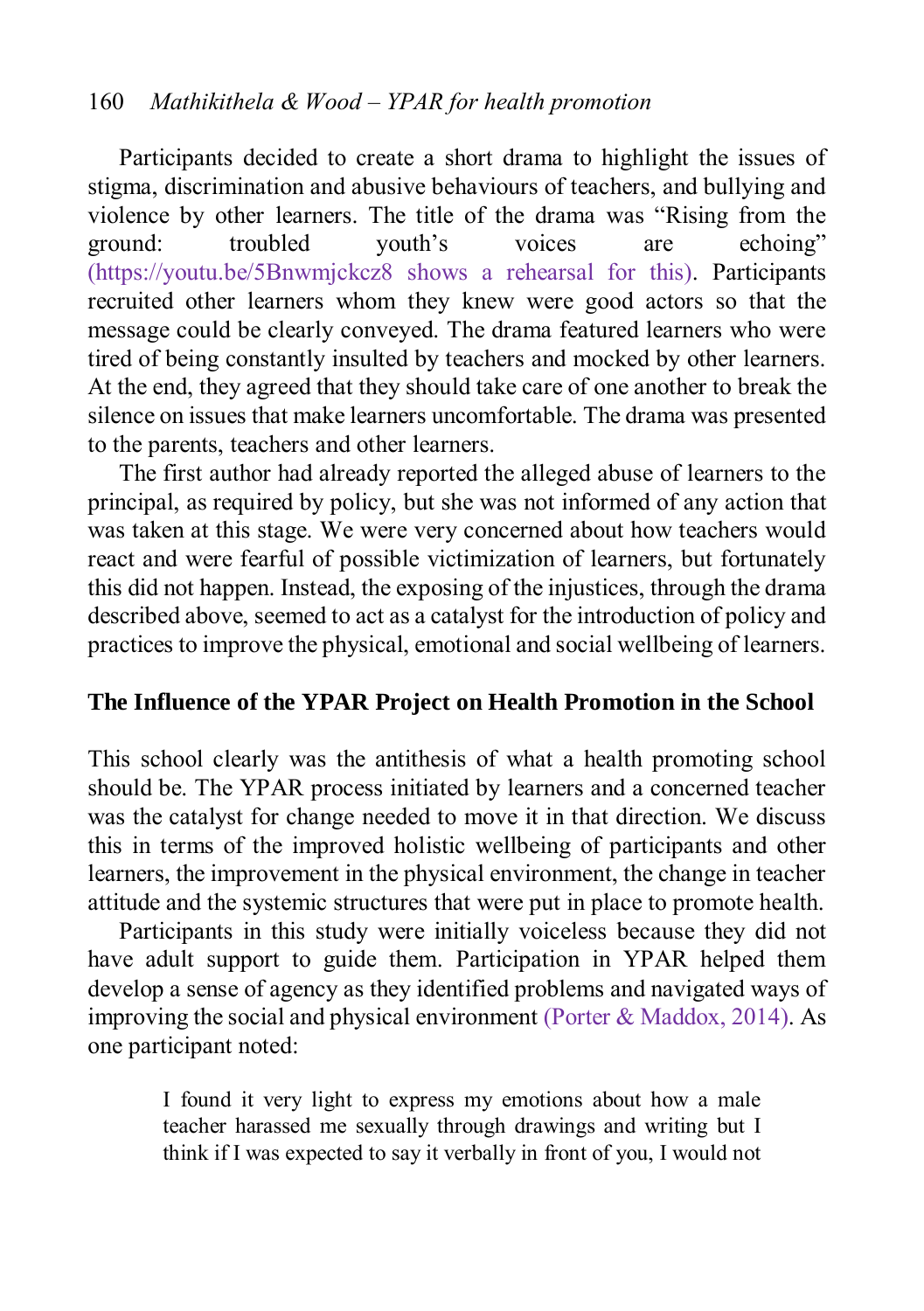Participants decided to create a short drama to highlight the issues of stigma, discrimination and abusive behaviours of teachers, and bullying and violence by other learners. The title of the drama was "Rising from the ground: troubled youth's voices are echoing" (https://youtu.be/5Bnwmjckcz8 shows a rehearsal for this). Participants recruited other learners whom they knew were good actors so that the message could be clearly conveyed. The drama featured learners who were tired of being constantly insulted by teachers and mocked by other learners. At the end, they agreed that they should take care of one another to break the silence on issues that make learners uncomfortable. The drama was presented to the parents, teachers and other learners.

The first author had already reported the alleged abuse of learners to the principal, as required by policy, but she was not informed of any action that was taken at this stage. We were very concerned about how teachers would react and were fearful of possible victimization of learners, but fortunately this did not happen. Instead, the exposing of the injustices, through the drama described above, seemed to act as a catalyst for the introduction of policy and practices to improve the physical, emotional and social wellbeing of learners.

## The Influence of the YPAR Project on Health Promotion in the School

This school clearly was the antithesis of what a health promoting school should be. The YPAR process initiated by learners and a concerned teacher was the catalyst for change needed to move it in that direction. We discuss this in terms of the improved holistic wellbeing of participants and other learners, the improvement in the physical environment, the change in teacher attitude and the systemic structures that were put in place to promote health.

Participants in this study were initially voiceless because they did not have adult support to guide them. Participation in YPAR helped them develop a sense of agency as they identified problems and navigated ways of improving the social and physical environment (Porter & Maddox, 2014). As one participant noted:

> I found it very light to express my emotions about how a male teacher harassed me sexually through drawings and writing but I think if I was expected to say it verbally in front of you, I would not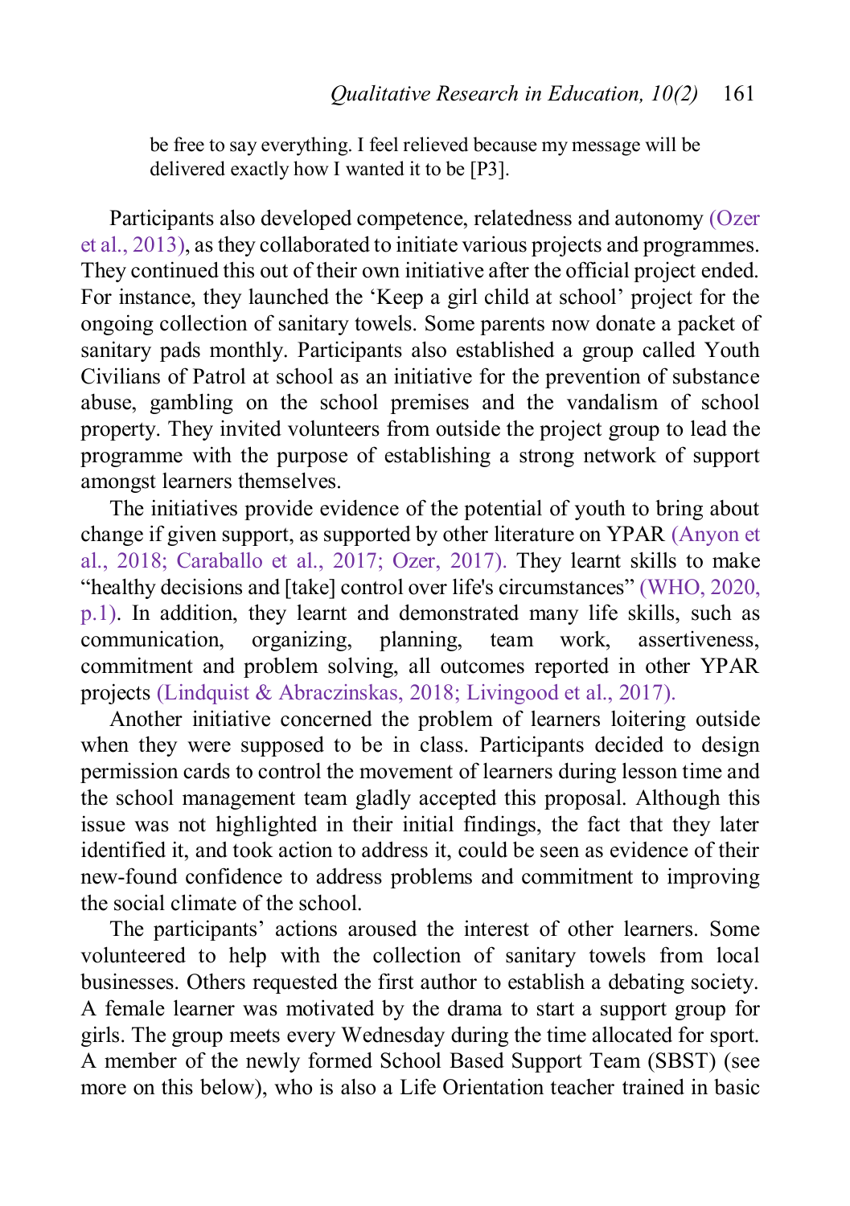> be free to say everything. I feel relieved because my message will be delivered exactly how I wanted it to be [P3].

Participants also developed competence, relatedness and autonomy (Ozer et al., 2013), as they collaborated to initiate various projects and programmes. They continued this out of their own initiative after the official project ended. For instance, they launched the 'Keep a girl child at school' project for the ongoing collection of sanitary towels. Some parents now donate a packet of sanitary pads monthly. Participants also established a group called Youth Civilians of Patrol at school as an initiative for the prevention of substance abuse, gambling on the school premises and the vandalism of school property. They invited volunteers from outside the project group to lead the programme with the purpose of establishing a strong network of support amongst learners themselves.

The initiatives provide evidence of the potential of youth to bring about change if given support, as supported by other literature on YPAR (Anyon et al., 2018; Caraballo et al., 2017; Ozer, 2017). They learnt skills to make "healthy decisions and [take] control over life's circumstances" (WHO, 2020, p.1). In addition, they learnt and demonstrated many life skills, such as communication, organizing, planning, team work, assertiveness, commitment and problem solving, all outcomes reported in other YPAR projects (Lindquist & Abraczinskas, 2018; Livingood et al., 2017).

Another initiative concerned the problem of learners loitering outside when they were supposed to be in class. Participants decided to design permission cards to control the movement of learners during lesson time and the school management team gladly accepted this proposal. Although this issue was not highlighted in their initial findings, the fact that they later identified it, and took action to address it, could be seen as evidence of their new-found confidence to address problems and commitment to improving the social climate of the school.

The participants' actions aroused the interest of other learners. Some volunteered to help with the collection of sanitary towels from local businesses. Others requested the first author to establish a debating society. A female learner was motivated by the drama to start a support group for girls. The group meets every Wednesday during the time allocated for sport. A member of the newly formed School Based Support Team (SBST) (see more on this below), who is also a Life Orientation teacher trained in basic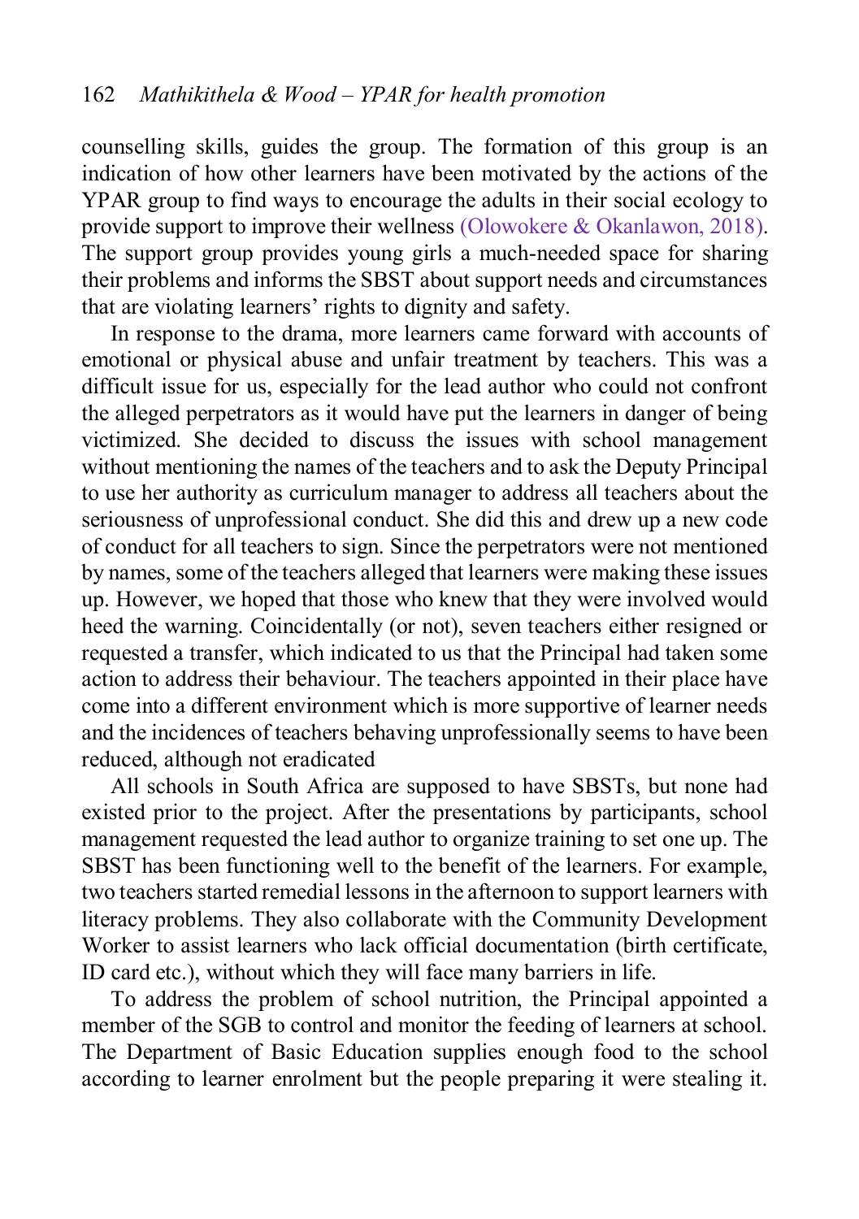counselling skills, guides the group. The formation of this group is an indication of how other learners have been motivated by the actions of the YPAR group to find ways to encourage the adults in their social ecology to provide support to improve their wellness (Olowokere & Okanlawon, 2018). The support group provides young girls a much-needed space for sharing their problems and informs the SBST about support needs and circumstances that are violating learners' rights to dignity and safety.

In response to the drama, more learners came forward with accounts of emotional or physical abuse and unfair treatment by teachers. This was a difficult issue for us, especially for the lead author who could not confront the alleged perpetrators as it would have put the learners in danger of being victimized. She decided to discuss the issues with school management without mentioning the names of the teachers and to ask the Deputy Principal to use her authority as curriculum manager to address all teachers about the seriousness of unprofessional conduct. She did this and drew up a new code of conduct for all teachers to sign. Since the perpetrators were not mentioned by names, some of the teachers alleged that learners were making these issues up. However, we hoped that those who knew that they were involved would heed the warning. Coincidentally (or not), seven teachers either resigned or requested a transfer, which indicated to us that the Principal had taken some action to address their behaviour. The teachers appointed in their place have come into a different environment which is more supportive of learner needs and the incidences of teachers behaving unprofessionally seems to have been reduced, although not eradicated

All schools in South Africa are supposed to have SBSTs, but none had existed prior to the project. After the presentations by participants, school management requested the lead author to organize training to set one up. The SBST has been functioning well to the benefit of the learners. For example, two teachers started remedial lessons in the afternoon to support learners with literacy problems. They also collaborate with the Community Development Worker to assist learners who lack official documentation (birth certificate, ID card etc.), without which they will face many barriers in life.

To address the problem of school nutrition, the Principal appointed a member of the SGB to control and monitor the feeding of learners at school. The Department of Basic Education supplies enough food to the school according to learner enrolment but the people preparing it were stealing it.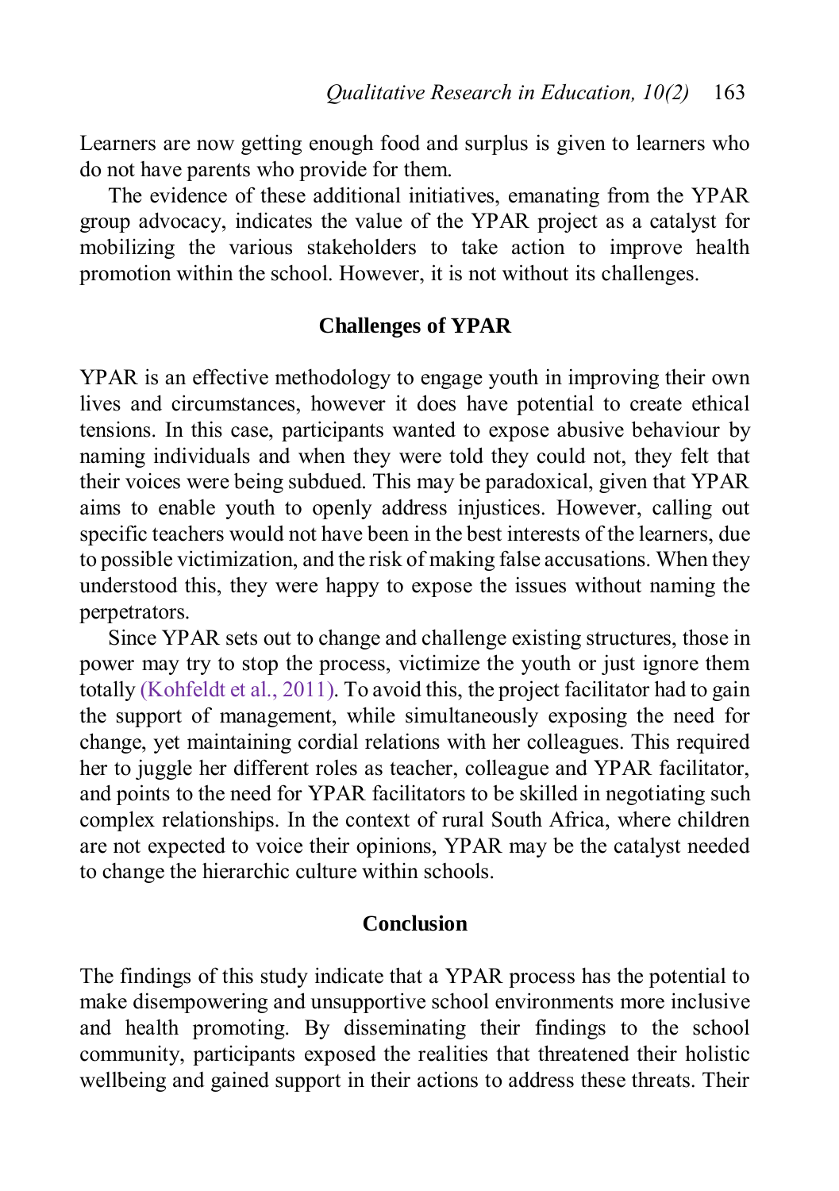Learners are now getting enough food and surplus is given to learners who do not have parents who provide for them.

The evidence of these additional initiatives, emanating from the YPAR group advocacy, indicates the value of the YPAR project as a catalyst for mobilizing the various stakeholders to take action to improve health promotion within the school. However, it is not without its challenges.

## Challenges of YPAR

YPAR is an effective methodology to engage youth in improving their own lives and circumstances, however it does have potential to create ethical tensions. In this case, participants wanted to expose abusive behaviour by naming individuals and when they were told they could not, they felt that their voices were being subdued. This may be paradoxical, given that YPAR aims to enable youth to openly address injustices. However, calling out specific teachers would not have been in the best interests of the learners, due to possible victimization, and the risk of making false accusations. When they understood this, they were happy to expose the issues without naming the perpetrators.

Since YPAR sets out to change and challenge existing structures, those in power may try to stop the process, victimize the youth or just ignore them totally (Kohfeldt et al., 2011). To avoid this, the project facilitator had to gain the support of management, while simultaneously exposing the need for change, yet maintaining cordial relations with her colleagues. This required her to juggle her different roles as teacher, colleague and YPAR facilitator, and points to the need for YPAR facilitators to be skilled in negotiating such complex relationships. In the context of rural South Africa, where children are not expected to voice their opinions, YPAR may be the catalyst needed to change the hierarchic culture within schools.

## Conclusion

The findings of this study indicate that a YPAR process has the potential to make disempowering and unsupportive school environments more inclusive and health promoting. By disseminating their findings to the school community, participants exposed the realities that threatened their holistic wellbeing and gained support in their actions to address these threats. Their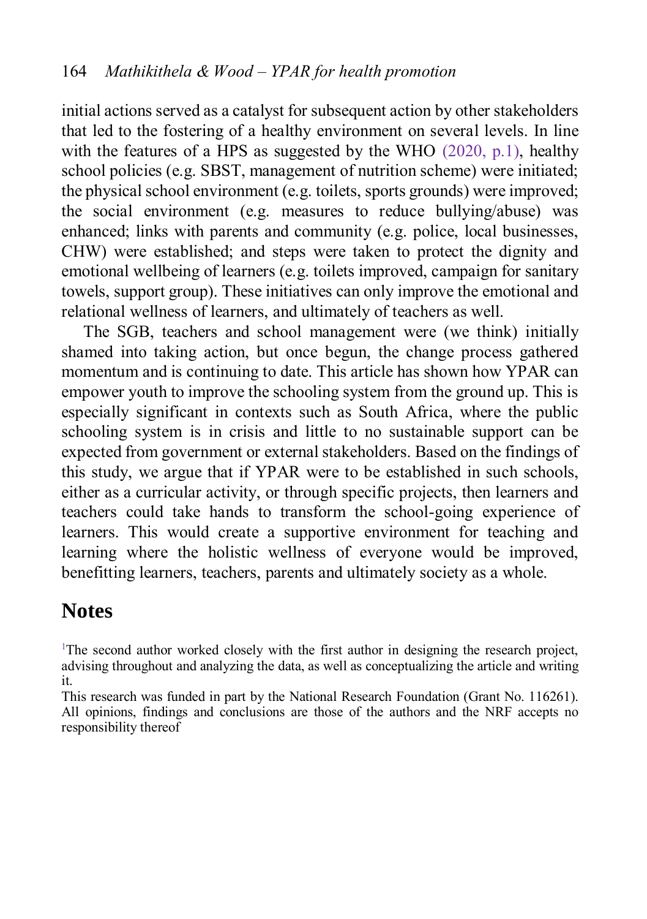initial actions served as a catalyst for subsequent action by other stakeholders that led to the fostering of a healthy environment on several levels. In line with the features of a HPS as suggested by the WHO (2020, p.1), healthy school policies (e.g. SBST, management of nutrition scheme) were initiated; the physical school environment (e.g. toilets, sports grounds) were improved; the social environment (e.g. measures to reduce bullying/abuse) was enhanced; links with parents and community (e.g. police, local businesses, CHW) were established; and steps were taken to protect the dignity and emotional wellbeing of learners (e.g. toilets improved, campaign for sanitary towels, support group). These initiatives can only improve the emotional and relational wellness of learners, and ultimately of teachers as well.

The SGB, teachers and school management were (we think) initially shamed into taking action, but once begun, the change process gathered momentum and is continuing to date. This article has shown how YPAR can empower youth to improve the schooling system from the ground up. This is especially significant in contexts such as South Africa, where the public schooling system is in crisis and little to no sustainable support can be expected from government or external stakeholders. Based on the findings of this study, we argue that if YPAR were to be established in such schools, either as a curricular activity, or through specific projects, then learners and teachers could take hands to transform the school-going experience of learners. This would create a supportive environment for teaching and learning where the holistic wellness of everyone would be improved, benefitting learners, teachers, parents and ultimately society as a whole.

## Notes

[1]The second author worked closely with the first author in designing the research project, advising throughout and analyzing the data, as well as conceptualizing the article and writing it.

This research was funded in part by the National Research Foundation (Grant No. 116261). All opinions, findings and conclusions are those of the authors and the NRF accepts no responsibility thereof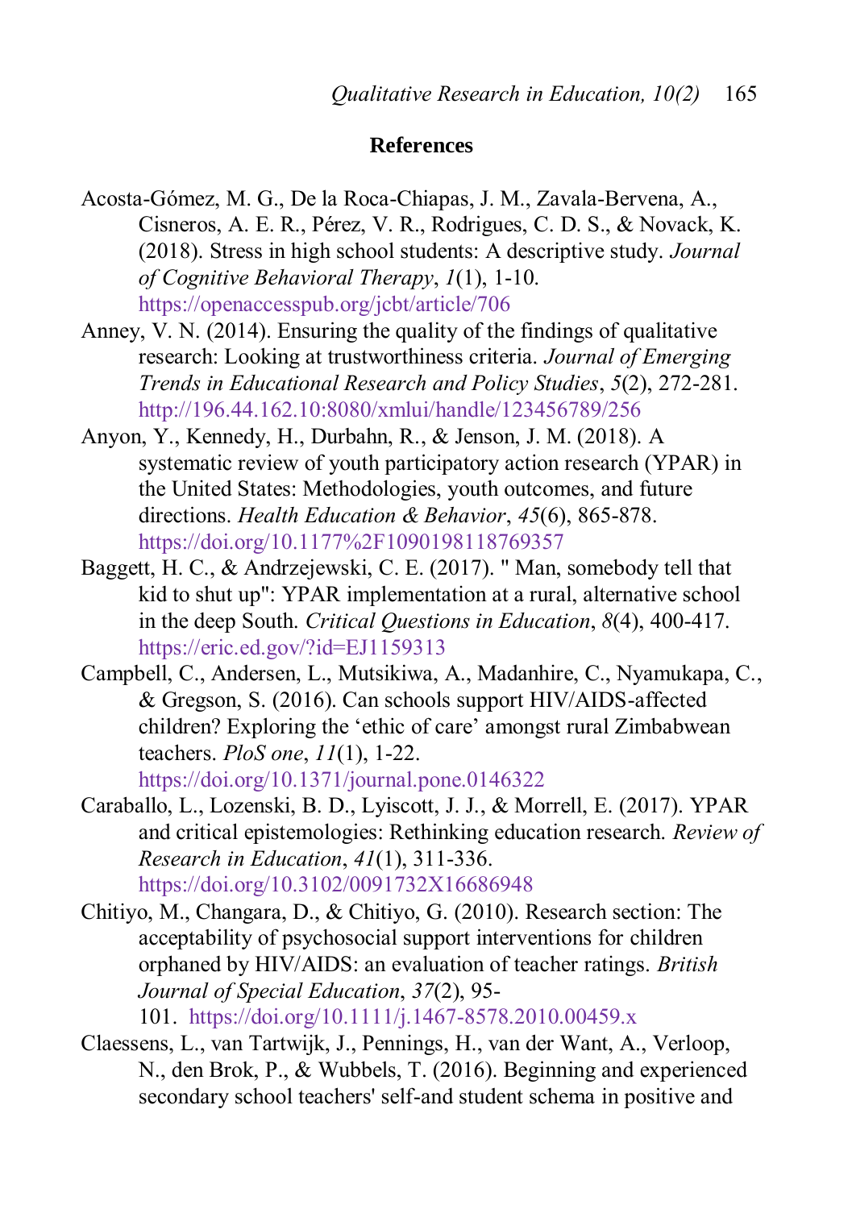## References

Acosta-Gómez, M. G., De la Roca-Chiapas, J. M., Zavala-Bervena, A., Cisneros, A. E. R., Pérez, V. R., Rodrigues, C. D. S., & Novack, K. (2018). Stress in high school students: A descriptive study. *Journal of Cognitive Behavioral Therapy*, *1*(1), 1-10. https://openaccesspub.org/jcbt/article/706

Anney, V. N. (2014). Ensuring the quality of the findings of qualitative research: Looking at trustworthiness criteria. *Journal of Emerging Trends in Educational Research and Policy Studies*, *5*(2), 272-281. http://196.44.162.10:8080/xmlui/handle/123456789/256

Anyon, Y., Kennedy, H., Durbahn, R., & Jenson, J. M. (2018). A systematic review of youth participatory action research (YPAR) in the United States: Methodologies, youth outcomes, and future directions. *Health Education & Behavior*, *45*(6), 865-878. https://doi.org/10.1177%2F1090198118769357

Baggett, H. C., & Andrzejewski, C. E. (2017). " Man, somebody tell that kid to shut up": YPAR implementation at a rural, alternative school in the deep South. *Critical Questions in Education*, *8*(4), 400-417. https://eric.ed.gov/?id=EJ1159313

Campbell, C., Andersen, L., Mutsikiwa, A., Madanhire, C., Nyamukapa, C., & Gregson, S. (2016). Can schools support HIV/AIDS-affected children? Exploring the 'ethic of care' amongst rural Zimbabwean teachers. *PloS one*, *11*(1), 1-22. https://doi.org/10.1371/journal.pone.0146322

Caraballo, L., Lozenski, B. D., Lyiscott, J. J., & Morrell, E. (2017). YPAR and critical epistemologies: Rethinking education research. *Review of Research in Education*, *41*(1), 311-336. https://doi.org/10.3102/0091732X16686948

Chitiyo, M., Changara, D., & Chitiyo, G. (2010). Research section: The acceptability of psychosocial support interventions for children orphaned by HIV/AIDS: an evaluation of teacher ratings. *British Journal of Special Education*, *37*(2), 95-101. https://doi.org/10.1111/j.1467-8578.2010.00459.x

Claessens, L., van Tartwijk, J., Pennings, H., van der Want, A., Verloop, N., den Brok, P., & Wubbels, T. (2016). Beginning and experienced secondary school teachers' self-and student schema in positive and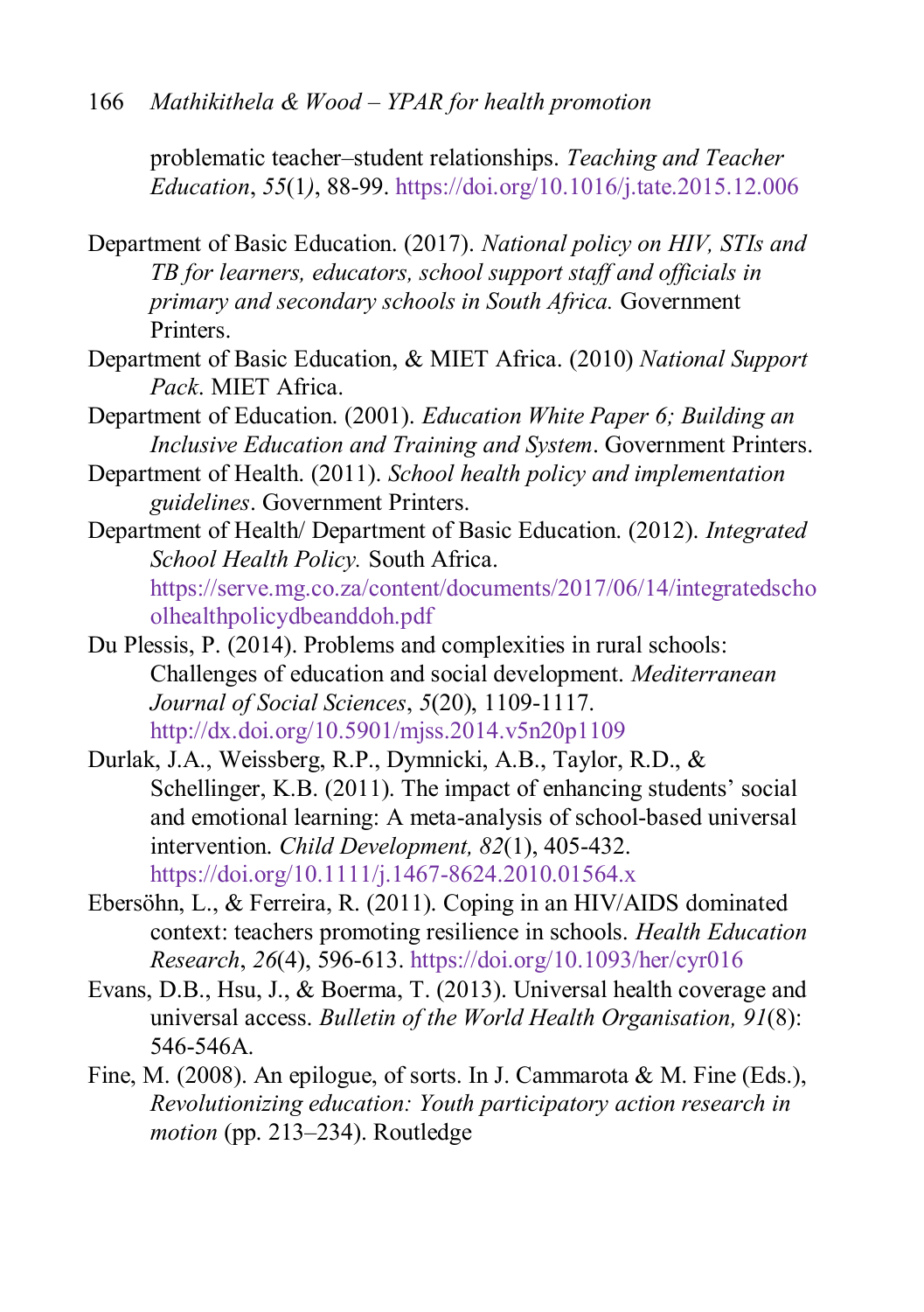problematic teacher–student relationships. *Teaching and Teacher Education*, *55*(1*)*, 88-99. https://doi.org/10.1016/j.tate.2015.12.006

Department of Basic Education. (2017). *National policy on HIV, STIs and TB for learners, educators, school support staff and officials in primary and secondary schools in South Africa.* Government Printers.

Department of Basic Education, & MIET Africa. (2010) *National Support Pack*. MIET Africa.

Department of Education. (2001). *Education White Paper 6; Building an Inclusive Education and Training and System*. Government Printers.

Department of Health. (2011). *School health policy and implementation guidelines*. Government Printers.

Department of Health/ Department of Basic Education. (2012). *Integrated School Health Policy.* South Africa. https://serve.mg.co.za/content/documents/2017/06/14/integratedschoolhealthpolicydbeanddoh.pdf

Du Plessis, P. (2014). Problems and complexities in rural schools: Challenges of education and social development. *Mediterranean Journal of Social Sciences*, *5*(20), 1109-1117. http://dx.doi.org/10.5901/mjss.2014.v5n20p1109

Durlak, J.A., Weissberg, R.P., Dymnicki, A.B., Taylor, R.D., & Schellinger, K.B. (2011). The impact of enhancing students' social and emotional learning: A meta-analysis of school-based universal intervention. *Child Development, 82*(1), 405-432. https://doi.org/10.1111/j.1467-8624.2010.01564.x

Ebersöhn, L., & Ferreira, R. (2011). Coping in an HIV/AIDS dominated context: teachers promoting resilience in schools. *Health Education Research*, *26*(4), 596-613. https://doi.org/10.1093/her/cyr016

Evans, D.B., Hsu, J., & Boerma, T. (2013). Universal health coverage and universal access. *Bulletin of the World Health Organisation, 91*(8): 546-546A.

Fine, M. (2008). An epilogue, of sorts. In J. Cammarota & M. Fine (Eds.), *Revolutionizing education: Youth participatory action research in motion* (pp. 213–234). Routledge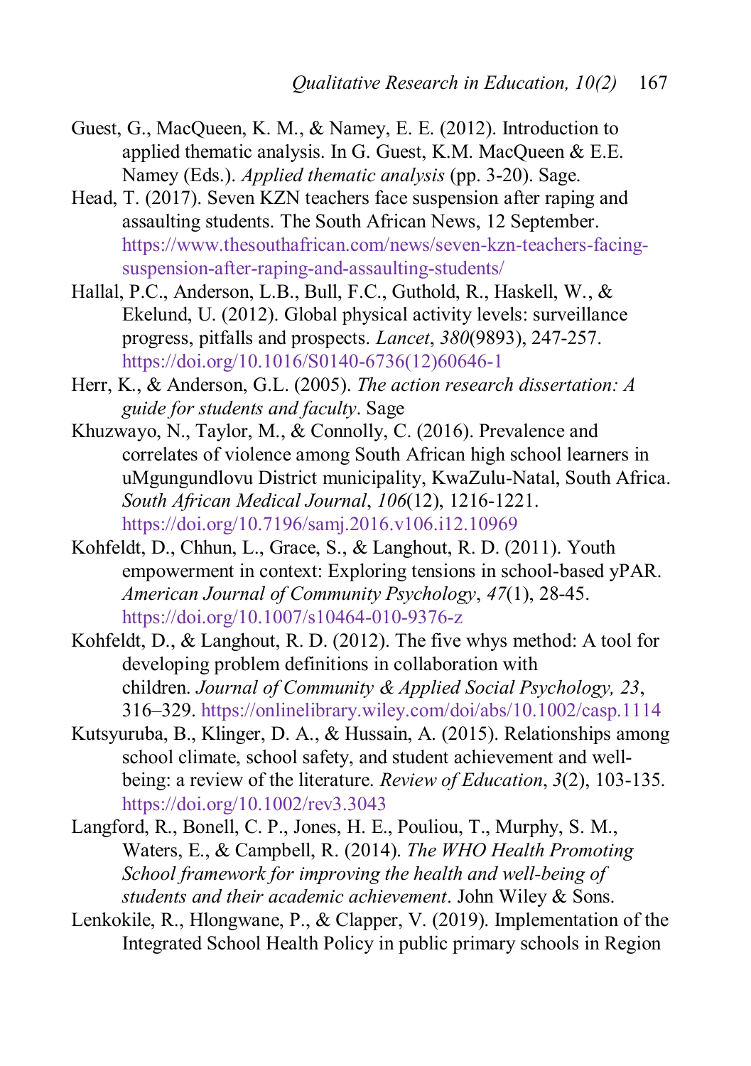Guest, G., MacQueen, K. M., & Namey, E. E. (2012). Introduction to applied thematic analysis. In G. Guest, K.M. MacQueen & E.E. Namey (Eds.). *Applied thematic analysis* (pp. 3-20). Sage.

Head, T. (2017). Seven KZN teachers face suspension after raping and assaulting students. The South African News, 12 September. https://www.thesouthafrican.com/news/seven-kzn-teachers-facing-suspension-after-raping-and-assaulting-students/

Hallal, P.C., Anderson, L.B., Bull, F.C., Guthold, R., Haskell, W., & Ekelund, U. (2012). Global physical activity levels: surveillance progress, pitfalls and prospects. *Lancet*, *380*(9893), 247-257. https://doi.org/10.1016/S0140-6736(12)60646-1

Herr, K., & Anderson, G.L. (2005). *The action research dissertation: A guide for students and faculty*. Sage

Khuzwayo, N., Taylor, M., & Connolly, C. (2016). Prevalence and correlates of violence among South African high school learners in uMgungundlovu District municipality, KwaZulu-Natal, South Africa. *South African Medical Journal*, *106*(12), 1216-1221. https://doi.org/10.7196/samj.2016.v106.i12.10969

Kohfeldt, D., Chhun, L., Grace, S., & Langhout, R. D. (2011). Youth empowerment in context: Exploring tensions in school-based yPAR. *American Journal of Community Psychology*, *47*(1), 28-45. https://doi.org/10.1007/s10464-010-9376-z

Kohfeldt, D., & Langhout, R. D. (2012). The five whys method: A tool for developing problem definitions in collaboration with children. *Journal of Community & Applied Social Psychology, 23*, 316–329. https://onlinelibrary.wiley.com/doi/abs/10.1002/casp.1114

Kutsyuruba, B., Klinger, D. A., & Hussain, A. (2015). Relationships among school climate, school safety, and student achievement and well-being: a review of the literature. *Review of Education*, *3*(2), 103-135. https://doi.org/10.1002/rev3.3043

Langford, R., Bonell, C. P., Jones, H. E., Pouliou, T., Murphy, S. M., Waters, E., & Campbell, R. (2014). *The WHO Health Promoting School framework for improving the health and well-being of students and their academic achievement*. John Wiley & Sons.

Lenkokile, R., Hlongwane, P., & Clapper, V. (2019). Implementation of the Integrated School Health Policy in public primary schools in Region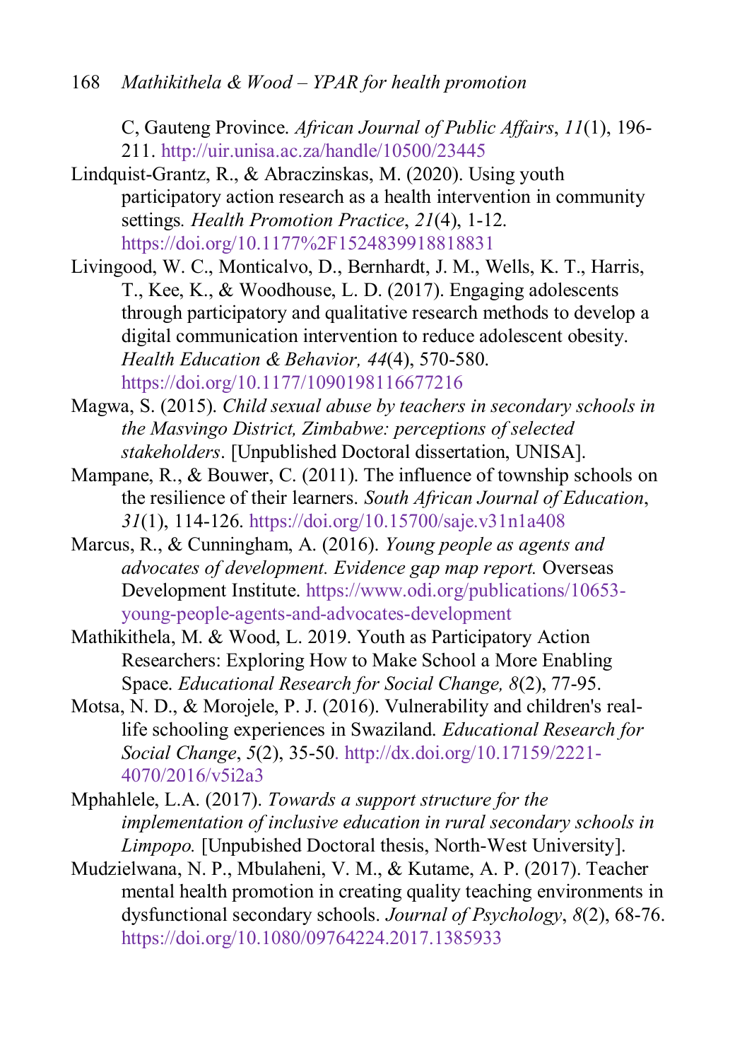C, Gauteng Province. *African Journal of Public Affairs*, *11*(1), 196-211. http://uir.unisa.ac.za/handle/10500/23445

Lindquist-Grantz, R., & Abraczinskas, M. (2020). Using youth participatory action research as a health intervention in community settings. *Health Promotion Practice*, *21*(4), 1-12. https://doi.org/10.1177%2F1524839918818831

Livingood, W. C., Monticalvo, D., Bernhardt, J. M., Wells, K. T., Harris, T., Kee, K., & Woodhouse, L. D. (2017). Engaging adolescents through participatory and qualitative research methods to develop a digital communication intervention to reduce adolescent obesity. *Health Education & Behavior, 44*(4), 570-580. https://doi.org/10.1177/1090198116677216

Magwa, S. (2015). *Child sexual abuse by teachers in secondary schools in the Masvingo District, Zimbabwe: perceptions of selected stakeholders*. [Unpublished Doctoral dissertation, UNISA].

Mampane, R., & Bouwer, C. (2011). The influence of township schools on the resilience of their learners. *South African Journal of Education*, *31*(1), 114-126. https://doi.org/10.15700/saje.v31n1a408

Marcus, R., & Cunningham, A. (2016). *Young people as agents and advocates of development. Evidence gap map report.* Overseas Development Institute. https://www.odi.org/publications/10653-young-people-agents-and-advocates-development

Mathikithela, M. & Wood, L. 2019. Youth as Participatory Action Researchers: Exploring How to Make School a More Enabling Space. *Educational Research for Social Change, 8*(2), 77-95.

Motsa, N. D., & Morojele, P. J. (2016). Vulnerability and children's real-life schooling experiences in Swaziland. *Educational Research for Social Change*, *5*(2), 35-50. http://dx.doi.org/10.17159/2221-4070/2016/v5i2a3

Mphahlele, L.A. (2017). *Towards a support structure for the implementation of inclusive education in rural secondary schools in Limpopo.* [Unpubished Doctoral thesis, North-West University].

Mudzielwana, N. P., Mbulaheni, V. M., & Kutame, A. P. (2017). Teacher mental health promotion in creating quality teaching environments in dysfunctional secondary schools. *Journal of Psychology*, *8*(2), 68-76. https://doi.org/10.1080/09764224.2017.1385933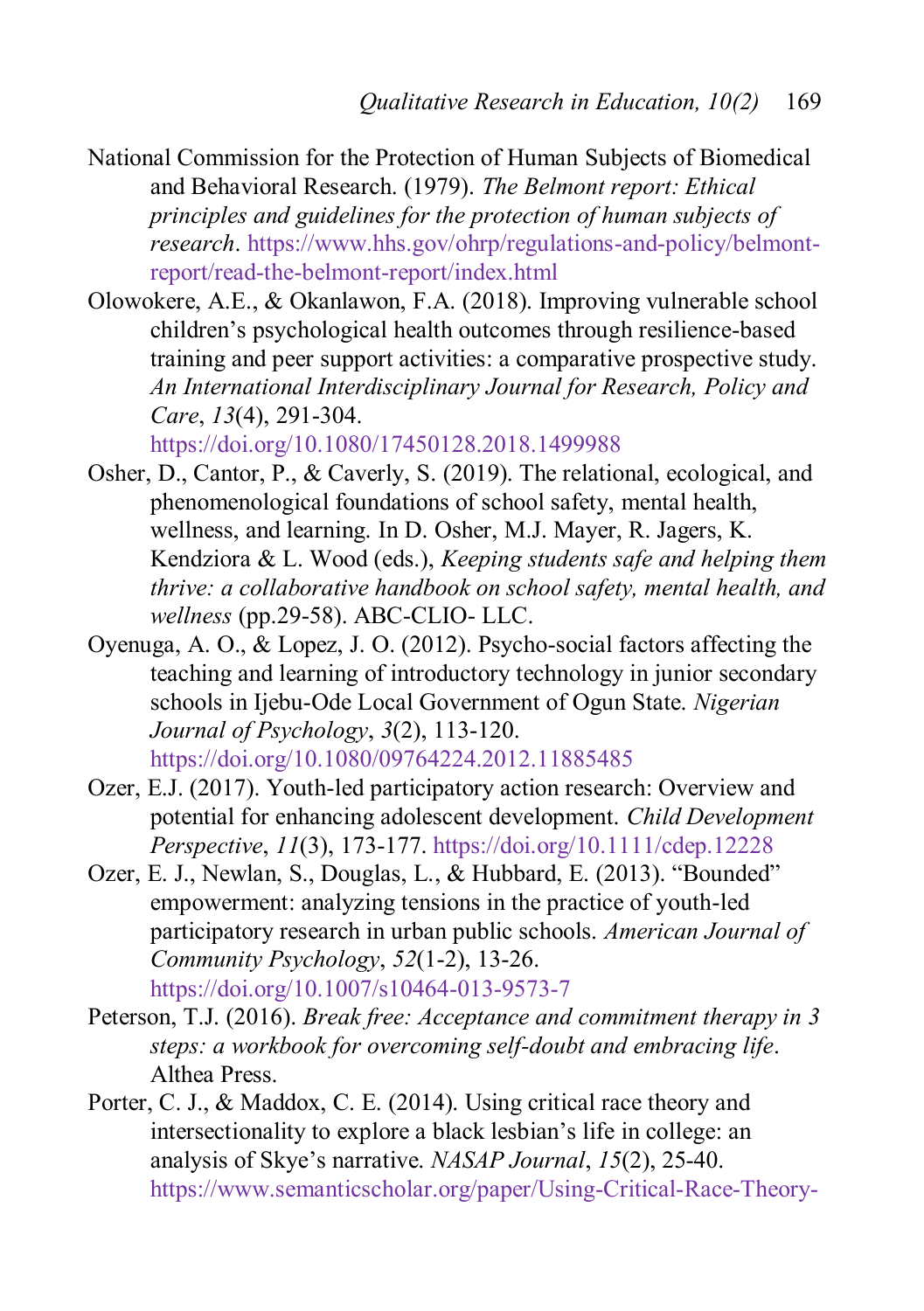National Commission for the Protection of Human Subjects of Biomedical and Behavioral Research. (1979). *The Belmont report: Ethical principles and guidelines for the protection of human subjects of research*. https://www.hhs.gov/ohrp/regulations-and-policy/belmont-report/read-the-belmont-report/index.html

Olowokere, A.E., & Okanlawon, F.A. (2018). Improving vulnerable school children's psychological health outcomes through resilience-based training and peer support activities: a comparative prospective study. *An International Interdisciplinary Journal for Research, Policy and Care*, *13*(4), 291-304. https://doi.org/10.1080/17450128.2018.1499988

Osher, D., Cantor, P., & Caverly, S. (2019). The relational, ecological, and phenomenological foundations of school safety, mental health, wellness, and learning. In D. Osher, M.J. Mayer, R. Jagers, K. Kendziora & L. Wood (eds.), *Keeping students safe and helping them thrive: a collaborative handbook on school safety, mental health, and wellness* (pp.29-58). ABC-CLIO- LLC.

Oyenuga, A. O., & Lopez, J. O. (2012). Psycho-social factors affecting the teaching and learning of introductory technology in junior secondary schools in Ijebu-Ode Local Government of Ogun State. *Nigerian Journal of Psychology*, *3*(2), 113-120. https://doi.org/10.1080/09764224.2012.11885485

Ozer, E.J. (2017). Youth-led participatory action research: Overview and potential for enhancing adolescent development. *Child Development Perspective*, *11*(3), 173-177. https://doi.org/10.1111/cdep.12228

Ozer, E. J., Newlan, S., Douglas, L., & Hubbard, E. (2013). "Bounded" empowerment: analyzing tensions in the practice of youth-led participatory research in urban public schools. *American Journal of Community Psychology*, *52*(1-2), 13-26. https://doi.org/10.1007/s10464-013-9573-7

Peterson, T.J. (2016). *Break free: Acceptance and commitment therapy in 3 steps: a workbook for overcoming self-doubt and embracing life*. Althea Press.

Porter, C. J., & Maddox, C. E. (2014). Using critical race theory and intersectionality to explore a black lesbian's life in college: an analysis of Skye's narrative. *NASAP Journal*, *15*(2), 25-40. https://www.semanticscholar.org/paper/Using-Critical-Race-Theory-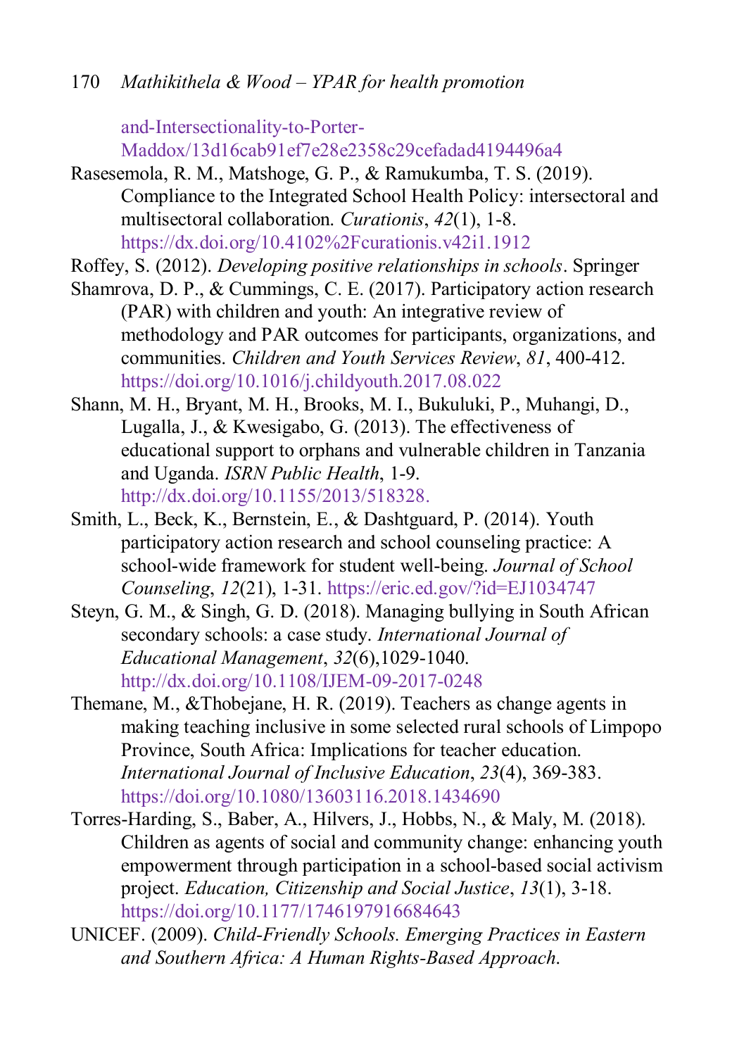and-Intersectionality-to-Porter-Maddox/13d16cab91ef7e28e2358c29cefadad4194496a4

Rasesemola, R. M., Matshoge, G. P., & Ramukumba, T. S. (2019). Compliance to the Integrated School Health Policy: intersectoral and multisectoral collaboration. *Curationis*, *42*(1), 1-8. https://dx.doi.org/10.4102%2Fcurationis.v42i1.1912

Roffey, S. (2012). *Developing positive relationships in schools*. Springer

Shamrova, D. P., & Cummings, C. E. (2017). Participatory action research (PAR) with children and youth: An integrative review of methodology and PAR outcomes for participants, organizations, and communities. *Children and Youth Services Review*, *81*, 400-412. https://doi.org/10.1016/j.childyouth.2017.08.022

Shann, M. H., Bryant, M. H., Brooks, M. I., Bukuluki, P., Muhangi, D., Lugalla, J., & Kwesigabo, G. (2013). The effectiveness of educational support to orphans and vulnerable children in Tanzania and Uganda. *ISRN Public Health*, 1-9. http://dx.doi.org/10.1155/2013/518328.

Smith, L., Beck, K., Bernstein, E., & Dashtguard, P. (2014). Youth participatory action research and school counseling practice: A school-wide framework for student well-being. *Journal of School Counseling*, *12*(21), 1-31. https://eric.ed.gov/?id=EJ1034747

Steyn, G. M., & Singh, G. D. (2018). Managing bullying in South African secondary schools: a case study. *International Journal of Educational Management*, *32*(6),1029-1040. http://dx.doi.org/10.1108/IJEM-09-2017-0248

Themane, M., &Thobejane, H. R. (2019). Teachers as change agents in making teaching inclusive in some selected rural schools of Limpopo Province, South Africa: Implications for teacher education. *International Journal of Inclusive Education*, *23*(4), 369-383. https://doi.org/10.1080/13603116.2018.1434690

Torres-Harding, S., Baber, A., Hilvers, J., Hobbs, N., & Maly, M. (2018). Children as agents of social and community change: enhancing youth empowerment through participation in a school-based social activism project. *Education, Citizenship and Social Justice*, *13*(1), 3-18. https://doi.org/10.1177/1746197916684643

UNICEF. (2009). *Child-Friendly Schools. Emerging Practices in Eastern and Southern Africa: A Human Rights-Based Approach.*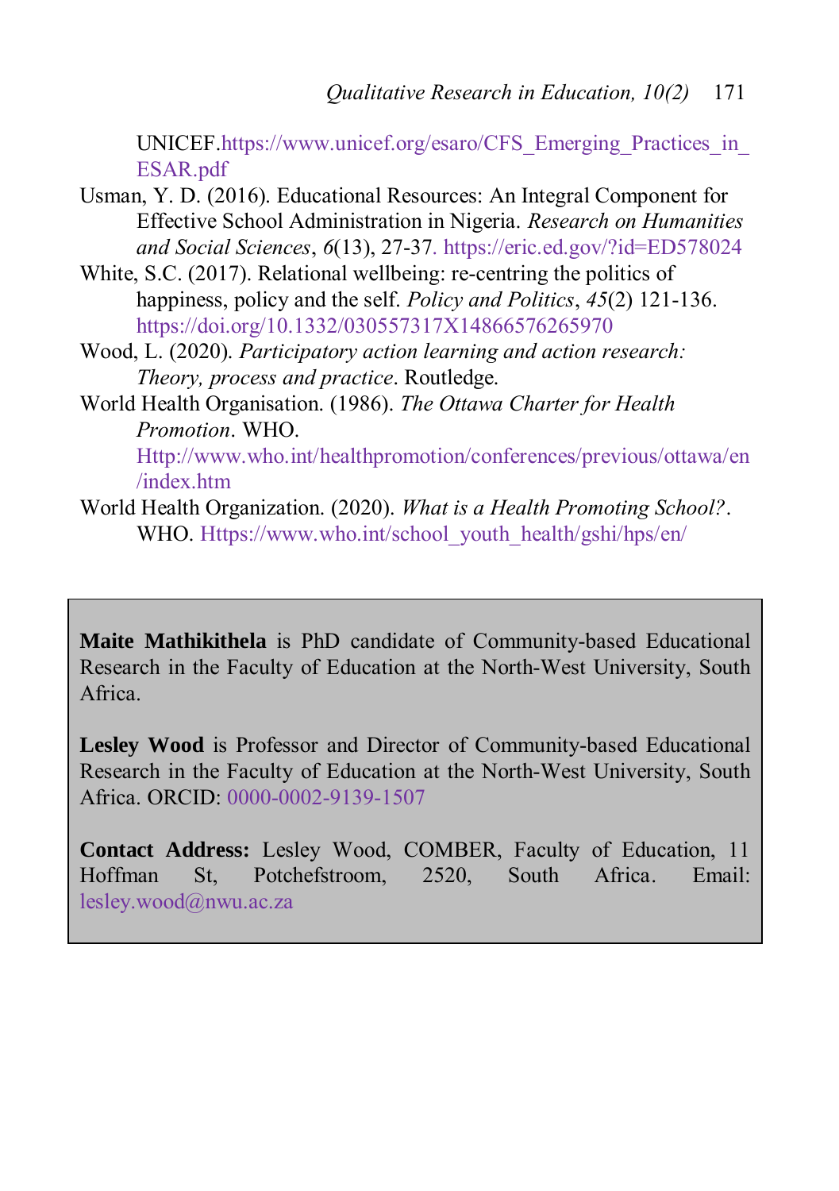UNICEF.https://www.unicef.org/esaro/CFS_Emerging_Practices_in_ESAR.pdf

Usman, Y. D. (2016). Educational Resources: An Integral Component for Effective School Administration in Nigeria. *Research on Humanities and Social Sciences*, *6*(13), 27-37. https://eric.ed.gov/?id=ED578024

White, S.C. (2017). Relational wellbeing: re-centring the politics of happiness, policy and the self. *Policy and Politics*, *45*(2) 121-136. https://doi.org/10.1332/030557317X14866576265970

Wood, L. (2020). *Participatory action learning and action research: Theory, process and practice*. Routledge.

World Health Organisation. (1986). *The Ottawa Charter for Health Promotion*. WHO. Http://www.who.int/healthpromotion/conferences/previous/ottawa/en/index.htm

World Health Organization. (2020). *What is a Health Promoting School?*. WHO. Https://www.who.int/school_youth_health/gshi/hps/en/

**Maite Mathikithela** is PhD candidate of Community-based Educational Research in the Faculty of Education at the North-West University, South Africa.

**Lesley Wood** is Professor and Director of Community-based Educational Research in the Faculty of Education at the North-West University, South Africa. ORCID: 0000-0002-9139-1507

**Contact Address:** Lesley Wood, COMBER, Faculty of Education, 11 Hoffman St, Potchefstroom, 2520, South Africa. Email: lesley.wood@nwu.ac.za